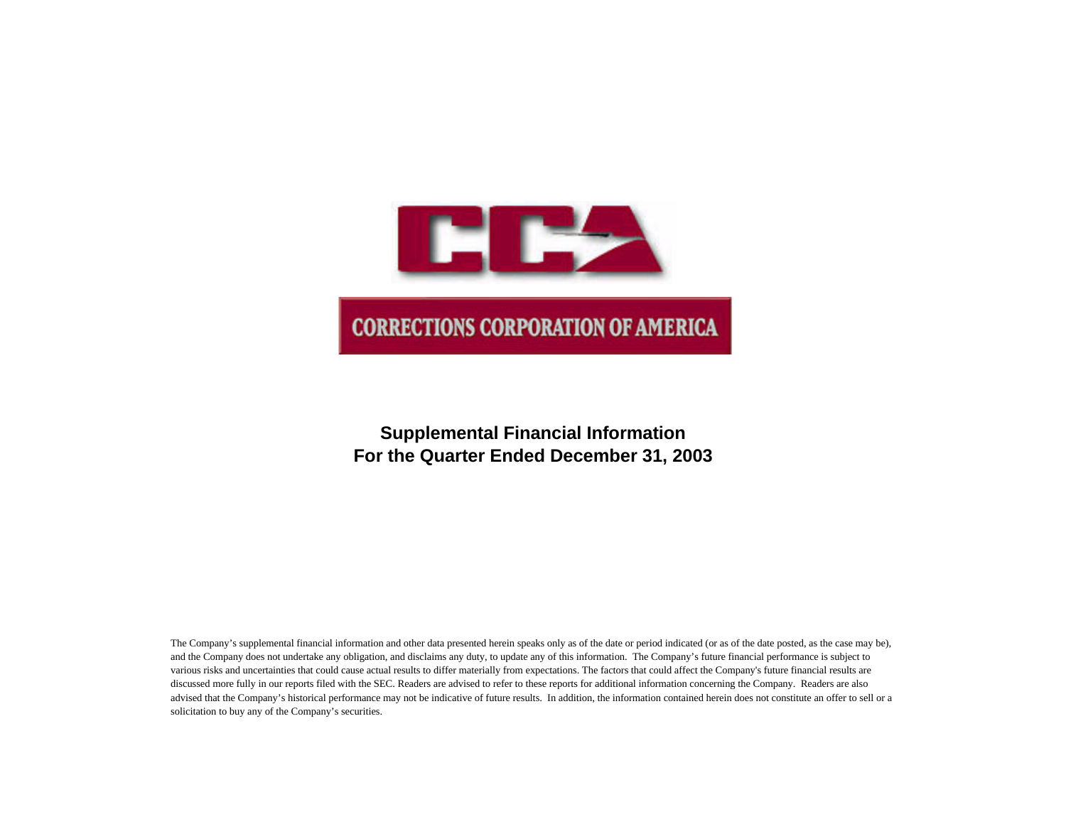CCA

CORRECTIONS CORPORATION OF AMERICA

# Supplemental Financial Information
# For the Quarter Ended December 31, 2003

The Company's supplemental financial information and other data presented herein speaks only as of the date or period indicated (or as of the date posted, as the case may be), and the Company does not undertake any obligation, and disclaims any duty, to update any of this information. The Company's future financial performance is subject to various risks and uncertainties that could cause actual results to differ materially from expectations. The factors that could affect the Company's future financial results are discussed more fully in our reports filed with the SEC. Readers are advised to refer to these reports for additional information concerning the Company. Readers are also advised that the Company's historical performance may not be indicative of future results. In addition, the information contained herein does not constitute an offer to sell or a solicitation to buy any of the Company's securities.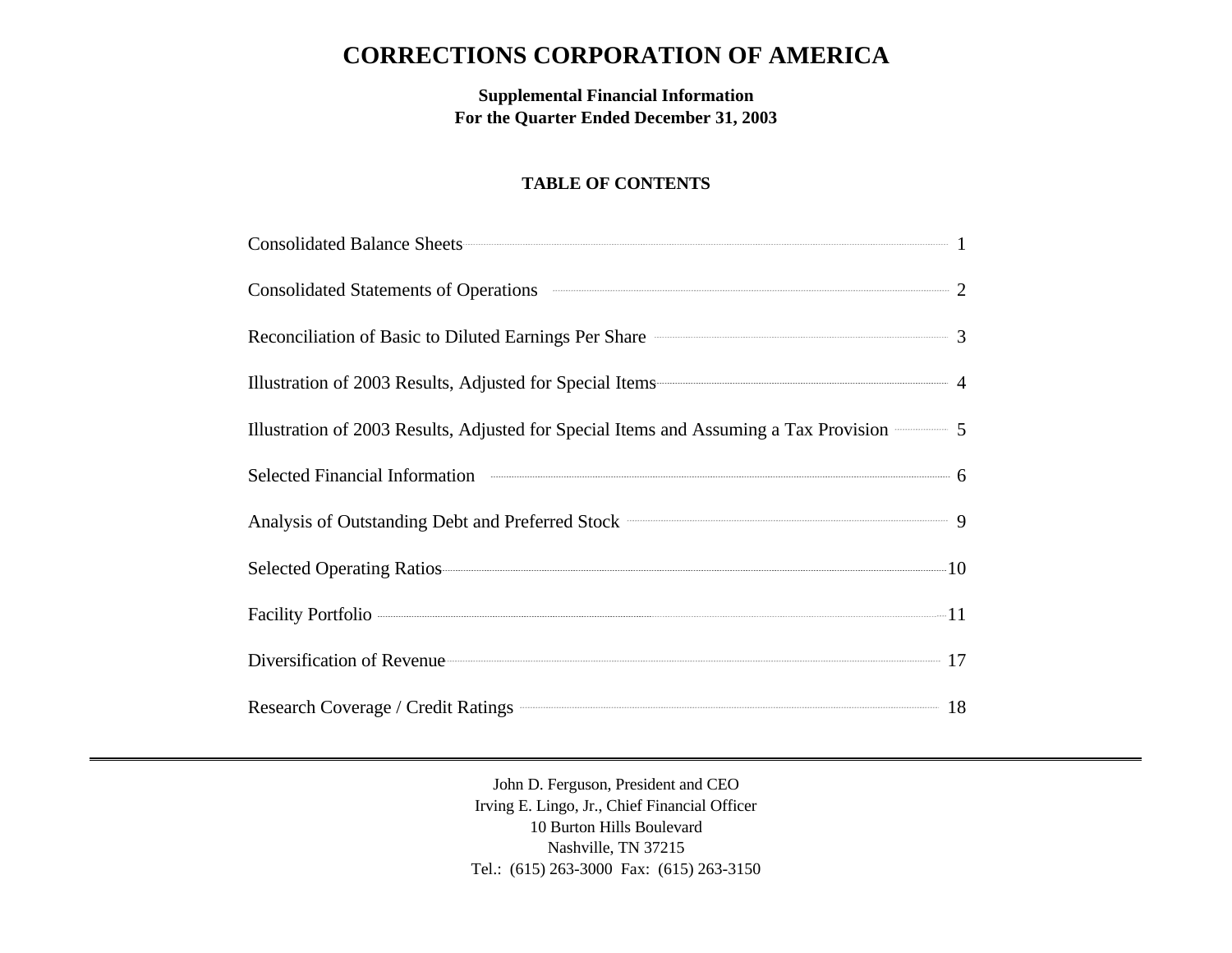# CORRECTIONS CORPORATION OF AMERICA

**Supplemental Financial Information**
**For the Quarter Ended December 31, 2003**

## TABLE OF CONTENTS

| | |
|---|---|
| Consolidated Balance Sheets | 1 |
| Consolidated Statements of Operations | 2 |
| Reconciliation of Basic to Diluted Earnings Per Share | 3 |
| Illustration of 2003 Results, Adjusted for Special Items | 4 |
| Illustration of 2003 Results, Adjusted for Special Items and Assuming a Tax Provision | 5 |
| Selected Financial Information | 6 |
| Analysis of Outstanding Debt and Preferred Stock | 9 |
| Selected Operating Ratios | 10 |
| Facility Portfolio | 11 |
| Diversification of Revenue | 17 |
| Research Coverage / Credit Ratings | 18 |

---

John D. Ferguson, President and CEO
Irving E. Lingo, Jr., Chief Financial Officer
10 Burton Hills Boulevard
Nashville, TN 37215
Tel.: (615) 263-3000 Fax: (615) 263-3150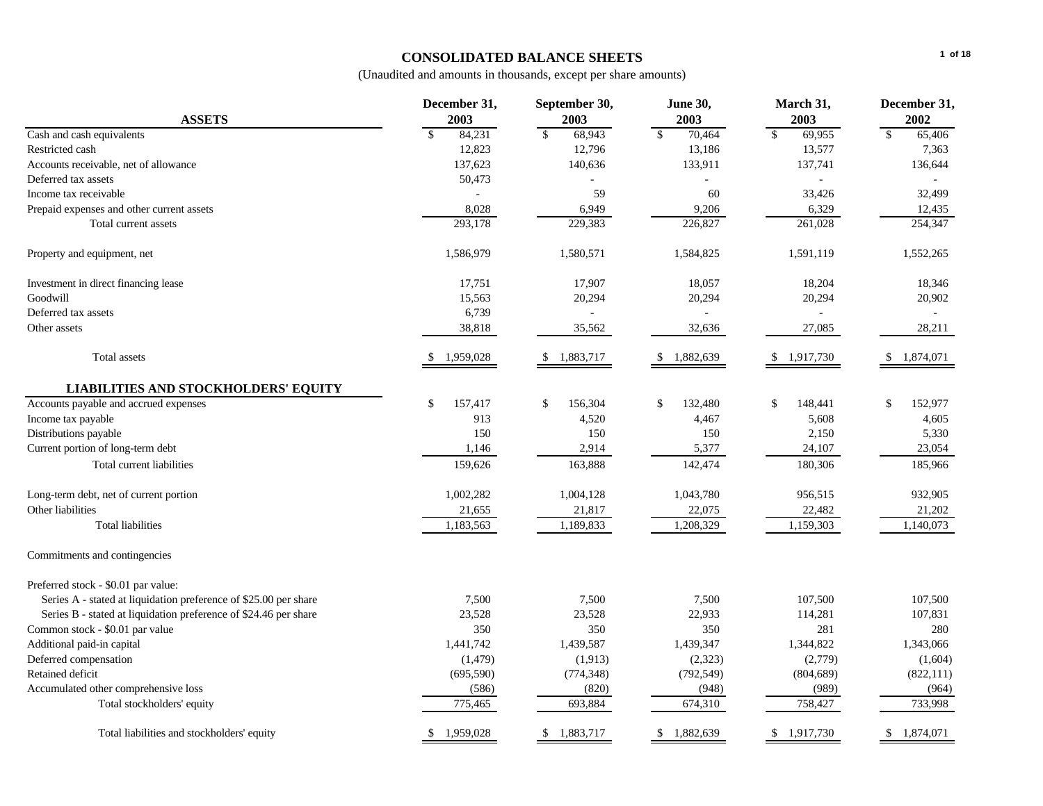# CONSOLIDATED BALANCE SHEETS

(Unaudited and amounts in thousands, except per share amounts)

| ASSETS | December 31, 2003 | September 30, 2003 | June 30, 2003 | March 31, 2003 | December 31, 2002 |
|---|---|---|---|---|---|
| Cash and cash equivalents | $ 84,231 | $ 68,943 | $ 70,464 | $ 69,955 | $ 65,406 |
| Restricted cash | 12,823 | 12,796 | 13,186 | 13,577 | 7,363 |
| Accounts receivable, net of allowance | 137,623 | 140,636 | 133,911 | 137,741 | 136,644 |
| Deferred tax assets | 50,473 | - | - | - | - |
| Income tax receivable | - | 59 | 60 | 33,426 | 32,499 |
| Prepaid expenses and other current assets | 8,028 | 6,949 | 9,206 | 6,329 | 12,435 |
| Total current assets | 293,178 | 229,383 | 226,827 | 261,028 | 254,347 |
| Property and equipment, net | 1,586,979 | 1,580,571 | 1,584,825 | 1,591,119 | 1,552,265 |
| Investment in direct financing lease | 17,751 | 17,907 | 18,057 | 18,204 | 18,346 |
| Goodwill | 15,563 | 20,294 | 20,294 | 20,294 | 20,902 |
| Deferred tax assets | 6,739 | - | - | - | - |
| Other assets | 38,818 | 35,562 | 32,636 | 27,085 | 28,211 |
| Total assets | $ 1,959,028 | $ 1,883,717 | $ 1,882,639 | $ 1,917,730 | $ 1,874,071 |
| **LIABILITIES AND STOCKHOLDERS' EQUITY** | | | | | |
| Accounts payable and accrued expenses | $ 157,417 | $ 156,304 | $ 132,480 | $ 148,441 | $ 152,977 |
| Income tax payable | 913 | 4,520 | 4,467 | 5,608 | 4,605 |
| Distributions payable | 150 | 150 | 150 | 2,150 | 5,330 |
| Current portion of long-term debt | 1,146 | 2,914 | 5,377 | 24,107 | 23,054 |
| Total current liabilities | 159,626 | 163,888 | 142,474 | 180,306 | 185,966 |
| Long-term debt, net of current portion | 1,002,282 | 1,004,128 | 1,043,780 | 956,515 | 932,905 |
| Other liabilities | 21,655 | 21,817 | 22,075 | 22,482 | 21,202 |
| Total liabilities | 1,183,563 | 1,189,833 | 1,208,329 | 1,159,303 | 1,140,073 |
| Commitments and contingencies | | | | | |
| Preferred stock - $0.01 par value: | | | | | |
| Series A - stated at liquidation preference of $25.00 per share | 7,500 | 7,500 | 7,500 | 107,500 | 107,500 |
| Series B - stated at liquidation preference of $24.46 per share | 23,528 | 23,528 | 22,933 | 114,281 | 107,831 |
| Common stock - $0.01 par value | 350 | 350 | 350 | 281 | 280 |
| Additional paid-in capital | 1,441,742 | 1,439,587 | 1,439,347 | 1,344,822 | 1,343,066 |
| Deferred compensation | (1,479) | (1,913) | (2,323) | (2,779) | (1,604) |
| Retained deficit | (695,590) | (774,348) | (792,549) | (804,689) | (822,111) |
| Accumulated other comprehensive loss | (586) | (820) | (948) | (989) | (964) |
| Total stockholders' equity | 775,465 | 693,884 | 674,310 | 758,427 | 733,998 |
| Total liabilities and stockholders' equity | $ 1,959,028 | $ 1,883,717 | $ 1,882,639 | $ 1,917,730 | $ 1,874,071 |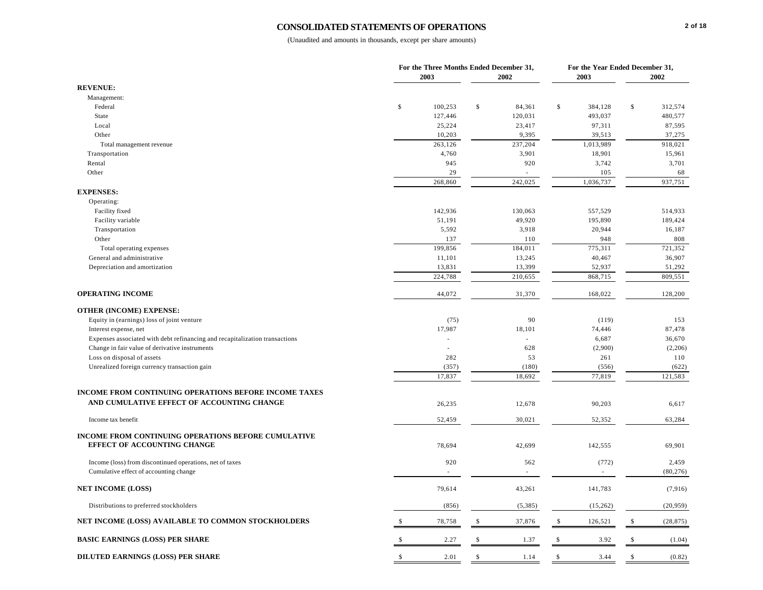# CONSOLIDATED STATEMENTS OF OPERATIONS

(Unaudited and amounts in thousands, except per share amounts)

| | For the Three Months Ended December 31, | | For the Year Ended December 31, | |
|---|---|---|---|---|
| | 2003 | 2002 | 2003 | 2002 |
| **REVENUE:** | | | | |
| Management: | | | | |
| Federal | $ 100,253 | $ 84,361 | $ 384,128 | $ 312,574 |
| State | 127,446 | 120,031 | 493,037 | 480,577 |
| Local | 25,224 | 23,417 | 97,311 | 87,595 |
| Other | 10,203 | 9,395 | 39,513 | 37,275 |
| Total management revenue | 263,126 | 237,204 | 1,013,989 | 918,021 |
| Transportation | 4,760 | 3,901 | 18,901 | 15,961 |
| Rental | 945 | 920 | 3,742 | 3,701 |
| Other | 29 | - | 105 | 68 |
| | 268,860 | 242,025 | 1,036,737 | 937,751 |
| **EXPENSES:** | | | | |
| Operating: | | | | |
| Facility fixed | 142,936 | 130,063 | 557,529 | 514,933 |
| Facility variable | 51,191 | 49,920 | 195,890 | 189,424 |
| Transportation | 5,592 | 3,918 | 20,944 | 16,187 |
| Other | 137 | 110 | 948 | 808 |
| Total operating expenses | 199,856 | 184,011 | 775,311 | 721,352 |
| General and administrative | 11,101 | 13,245 | 40,467 | 36,907 |
| Depreciation and amortization | 13,831 | 13,399 | 52,937 | 51,292 |
| | 224,788 | 210,655 | 868,715 | 809,551 |
| **OPERATING INCOME** | 44,072 | 31,370 | 168,022 | 128,200 |
| **OTHER (INCOME) EXPENSE:** | | | | |
| Equity in (earnings) loss of joint venture | (75) | 90 | (119) | 153 |
| Interest expense, net | 17,987 | 18,101 | 74,446 | 87,478 |
| Expenses associated with debt refinancing and recapitalization transactions | - | - | 6,687 | 36,670 |
| Change in fair value of derivative instruments | - | 628 | (2,900) | (2,206) |
| Loss on disposal of assets | 282 | 53 | 261 | 110 |
| Unrealized foreign currency transaction gain | (357) | (180) | (556) | (622) |
| | 17,837 | 18,692 | 77,819 | 121,583 |
| **INCOME FROM CONTINUING OPERATIONS BEFORE INCOME TAXES AND CUMULATIVE EFFECT OF ACCOUNTING CHANGE** | 26,235 | 12,678 | 90,203 | 6,617 |
| Income tax benefit | 52,459 | 30,021 | 52,352 | 63,284 |
| **INCOME FROM CONTINUING OPERATIONS BEFORE CUMULATIVE EFFECT OF ACCOUNTING CHANGE** | 78,694 | 42,699 | 142,555 | 69,901 |
| Income (loss) from discontinued operations, net of taxes | 920 | 562 | (772) | 2,459 |
| Cumulative effect of accounting change | - | - | - | (80,276) |
| **NET INCOME (LOSS)** | 79,614 | 43,261 | 141,783 | (7,916) |
| Distributions to preferred stockholders | (856) | (5,385) | (15,262) | (20,959) |
| **NET INCOME (LOSS) AVAILABLE TO COMMON STOCKHOLDERS** | $ 78,758 | $ 37,876 | $ 126,521 | $ (28,875) |
| **BASIC EARNINGS (LOSS) PER SHARE** | $ 2.27 | $ 1.37 | $ 3.92 | $ (1.04) |
| **DILUTED EARNINGS (LOSS) PER SHARE** | $ 2.01 | $ 1.14 | $ 3.44 | $ (0.82) |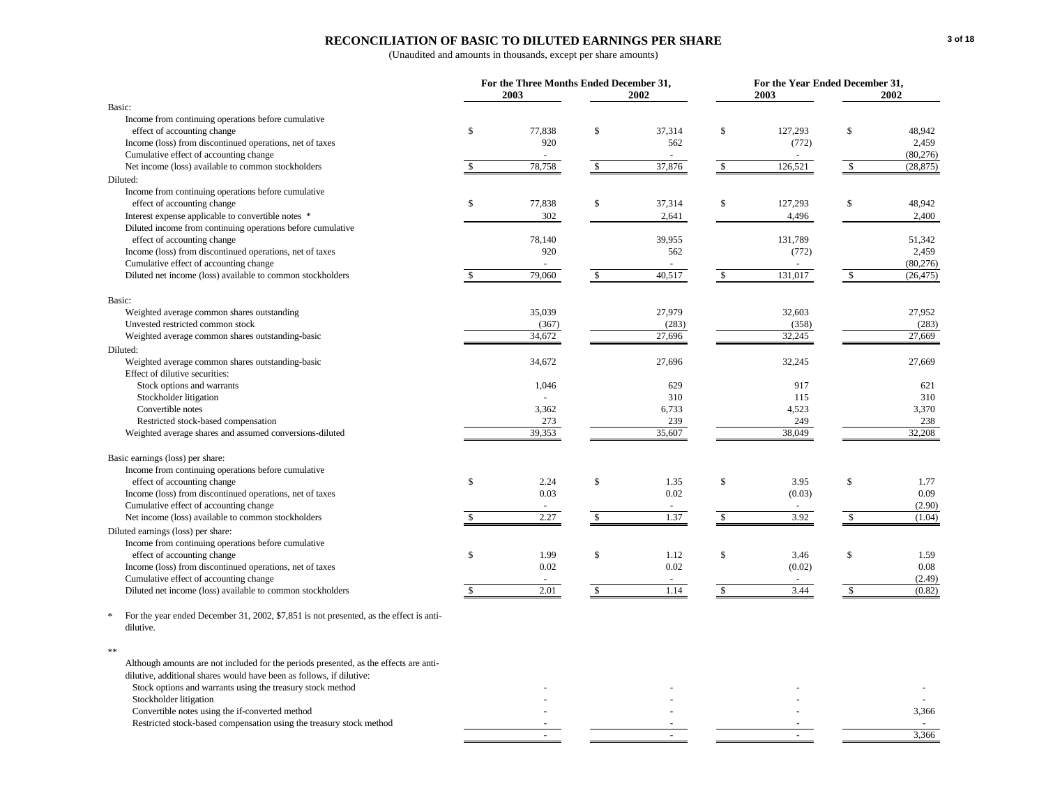# RECONCILIATION OF BASIC TO DILUTED EARNINGS PER SHARE

(Unaudited and amounts in thousands, except per share amounts)

| | For the Three Months Ended December 31, | | For the Year Ended December 31, | |
|---|---|---|---|---|
| | 2003 | 2002 | 2003 | 2002 |
| **Basic:** | | | | |
| Income from continuing operations before cumulative effect of accounting change | $ 77,838 | $ 37,314 | $ 127,293 | $ 48,942 |
| Income (loss) from discontinued operations, net of taxes | 920 | 562 | (772) | 2,459 |
| Cumulative effect of accounting change | - | - | - | (80,276) |
| Net income (loss) available to common stockholders | $ 78,758 | $ 37,876 | $ 126,521 | $ (28,875) |
| **Diluted:** | | | | |
| Income from continuing operations before cumulative effect of accounting change | $ 77,838 | $ 37,314 | $ 127,293 | $ 48,942 |
| Interest expense applicable to convertible notes * | 302 | 2,641 | 4,496 | 2,400 |
| Diluted income from continuing operations before cumulative effect of accounting change | 78,140 | 39,955 | 131,789 | 51,342 |
| Income (loss) from discontinued operations, net of taxes | 920 | 562 | (772) | 2,459 |
| Cumulative effect of accounting change | - | - | - | (80,276) |
| Diluted net income (loss) available to common stockholders | $ 79,060 | $ 40,517 | $ 131,017 | $ (26,475) |
| **Basic:** | | | | |
| Weighted average common shares outstanding | 35,039 | 27,979 | 32,603 | 27,952 |
| Unvested restricted common stock | (367) | (283) | (358) | (283) |
| Weighted average common shares outstanding-basic | 34,672 | 27,696 | 32,245 | 27,669 |
| **Diluted:** | | | | |
| Weighted average common shares outstanding-basic | 34,672 | 27,696 | 32,245 | 27,669 |
| Effect of dilutive securities: | | | | |
| Stock options and warrants | 1,046 | 629 | 917 | 621 |
| Stockholder litigation | - | 310 | 115 | 310 |
| Convertible notes | 3,362 | 6,733 | 4,523 | 3,370 |
| Restricted stock-based compensation | 273 | 239 | 249 | 238 |
| Weighted average shares and assumed conversions-diluted | 39,353 | 35,607 | 38,049 | 32,208 |
| **Basic earnings (loss) per share:** | | | | |
| Income from continuing operations before cumulative effect of accounting change | $ 2.24 | $ 1.35 | $ 3.95 | $ 1.77 |
| Income (loss) from discontinued operations, net of taxes | 0.03 | 0.02 | (0.03) | 0.09 |
| Cumulative effect of accounting change | - | - | - | (2.90) |
| Net income (loss) available to common stockholders | $ 2.27 | $ 1.37 | $ 3.92 | $ (1.04) |
| **Diluted earnings (loss) per share:** | | | | |
| Income from continuing operations before cumulative effect of accounting change | $ 1.99 | $ 1.12 | $ 3.46 | $ 1.59 |
| Income (loss) from discontinued operations, net of taxes | 0.02 | 0.02 | (0.02) | 0.08 |
| Cumulative effect of accounting change | - | - | - | (2.49) |
| Diluted net income (loss) available to common stockholders | $ 2.01 | $ 1.14 | $ 3.44 | $ (0.82) |

\* For the year ended December 31, 2002, $7,851 is not presented, as the effect is anti-dilutive.

\*\* Although amounts are not included for the periods presented, as the effects are anti-dilutive, additional shares would have been as follows, if dilutive:

| | 2003 (Three Months) | 2002 (Three Months) | 2003 (Year) | 2002 (Year) |
|---|---|---|---|---|
| Stock options and warrants using the treasury stock method | - | - | - | - |
| Stockholder litigation | - | - | - | - |
| Convertible notes using the if-converted method | - | - | - | 3,366 |
| Restricted stock-based compensation using the treasury stock method | - | - | - | - |
| | - | - | - | 3,366 |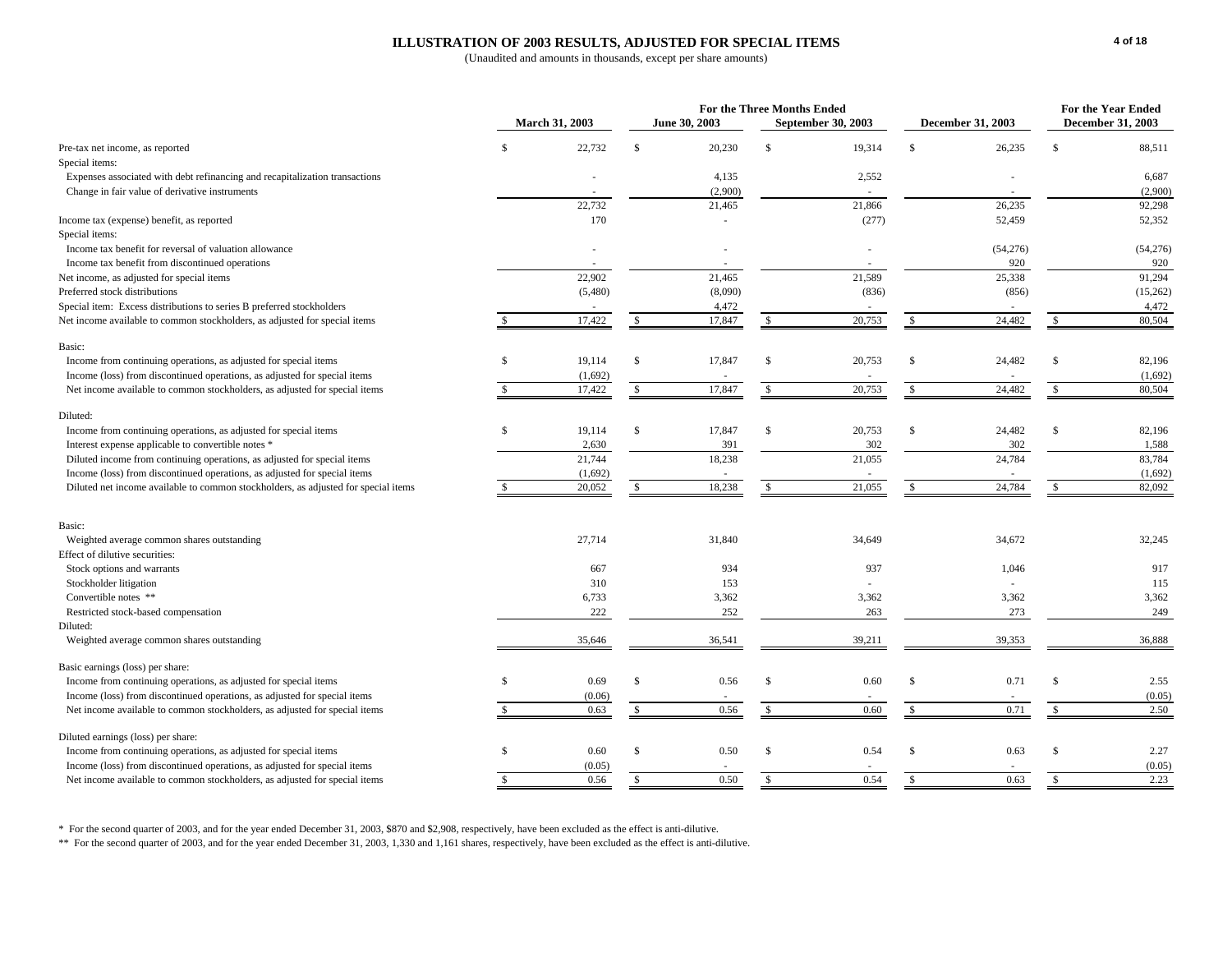# ILLUSTRATION OF 2003 RESULTS, ADJUSTED FOR SPECIAL ITEMS

(Unaudited and amounts in thousands, except per share amounts)

| | For the Three Months Ended | | | | For the Year Ended |
|---|---|---|---|---|---|
| | March 31, 2003 | June 30, 2003 | September 30, 2003 | December 31, 2003 | December 31, 2003 |
| Pre-tax net income, as reported | $ 22,732 | $ 20,230 | $ 19,314 | $ 26,235 | $ 88,511 |
| Special items: | | | | | |
| Expenses associated with debt refinancing and recapitalization transactions | - | 4,135 | 2,552 | - | 6,687 |
| Change in fair value of derivative instruments | - | (2,900) | - | - | (2,900) |
| | 22,732 | 21,465 | 21,866 | 26,235 | 92,298 |
| Income tax (expense) benefit, as reported | 170 | - | (277) | 52,459 | 52,352 |
| Special items: | | | | | |
| Income tax benefit for reversal of valuation allowance | - | - | - | (54,276) | (54,276) |
| Income tax benefit from discontinued operations | - | - | - | 920 | 920 |
| Net income, as adjusted for special items | 22,902 | 21,465 | 21,589 | 25,338 | 91,294 |
| Preferred stock distributions | (5,480) | (8,090) | (836) | (856) | (15,262) |
| Special item: Excess distributions to series B preferred stockholders | - | 4,472 | - | - | 4,472 |
| Net income available to common stockholders, as adjusted for special items | $ 17,422 | $ 17,847 | $ 20,753 | $ 24,482 | $ 80,504 |
| | | | | | |
| Basic: | | | | | |
| Income from continuing operations, as adjusted for special items | $ 19,114 | $ 17,847 | $ 20,753 | $ 24,482 | $ 82,196 |
| Income (loss) from discontinued operations, as adjusted for special items | (1,692) | - | - | - | (1,692) |
| Net income available to common stockholders, as adjusted for special items | $ 17,422 | $ 17,847 | $ 20,753 | $ 24,482 | $ 80,504 |
| | | | | | |
| Diluted: | | | | | |
| Income from continuing operations, as adjusted for special items | $ 19,114 | $ 17,847 | $ 20,753 | $ 24,482 | $ 82,196 |
| Interest expense applicable to convertible notes * | 2,630 | 391 | 302 | 302 | 1,588 |
| Diluted income from continuing operations, as adjusted for special items | 21,744 | 18,238 | 21,055 | 24,784 | 83,784 |
| Income (loss) from discontinued operations, as adjusted for special items | (1,692) | - | - | - | (1,692) |
| Diluted net income available to common stockholders, as adjusted for special items | $ 20,052 | $ 18,238 | $ 21,055 | $ 24,784 | $ 82,092 |
| | | | | | |
| Basic: | | | | | |
| Weighted average common shares outstanding | 27,714 | 31,840 | 34,649 | 34,672 | 32,245 |
| Effect of dilutive securities: | | | | | |
| Stock options and warrants | 667 | 934 | 937 | 1,046 | 917 |
| Stockholder litigation | 310 | 153 | - | - | 115 |
| Convertible notes ** | 6,733 | 3,362 | 3,362 | 3,362 | 3,362 |
| Restricted stock-based compensation | 222 | 252 | 263 | 273 | 249 |
| Diluted: | | | | | |
| Weighted average common shares outstanding | 35,646 | 36,541 | 39,211 | 39,353 | 36,888 |
| | | | | | |
| Basic earnings (loss) per share: | | | | | |
| Income from continuing operations, as adjusted for special items | $ 0.69 | $ 0.56 | $ 0.60 | $ 0.71 | $ 2.55 |
| Income (loss) from discontinued operations, as adjusted for special items | (0.06) | - | - | - | (0.05) |
| Net income available to common stockholders, as adjusted for special items | $ 0.63 | $ 0.56 | $ 0.60 | $ 0.71 | $ 2.50 |
| | | | | | |
| Diluted earnings (loss) per share: | | | | | |
| Income from continuing operations, as adjusted for special items | $ 0.60 | $ 0.50 | $ 0.54 | $ 0.63 | $ 2.27 |
| Income (loss) from discontinued operations, as adjusted for special items | (0.05) | - | - | - | (0.05) |
| Net income available to common stockholders, as adjusted for special items | $ 0.56 | $ 0.50 | $ 0.54 | $ 0.63 | $ 2.23 |

\* For the second quarter of 2003, and for the year ended December 31, 2003, $870 and $2,908, respectively, have been excluded as the effect is anti-dilutive.

\*\* For the second quarter of 2003, and for the year ended December 31, 2003, 1,330 and 1,161 shares, respectively, have been excluded as the effect is anti-dilutive.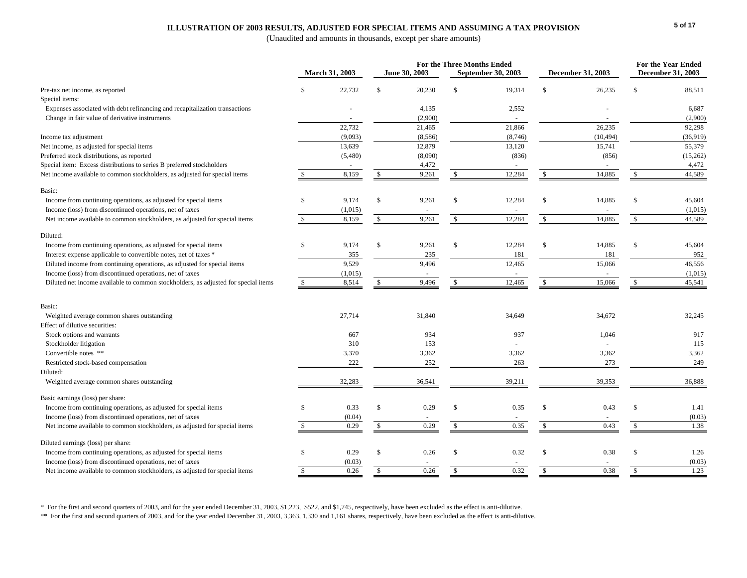## ILLUSTRATION OF 2003 RESULTS, ADJUSTED FOR SPECIAL ITEMS AND ASSUMING A TAX PROVISION

(Unaudited and amounts in thousands, except per share amounts)

| | For the Three Months Ended | | | | For the Year Ended |
|---|---|---|---|---|---|
| | March 31, 2003 | June 30, 2003 | September 30, 2003 | December 31, 2003 | December 31, 2003 |
| Pre-tax net income, as reported | $ 22,732 | $ 20,230 | $ 19,314 | $ 26,235 | $ 88,511 |
| Special items: | | | | | |
| Expenses associated with debt refinancing and recapitalization transactions | - | 4,135 | 2,552 | - | 6,687 |
| Change in fair value of derivative instruments | - | (2,900) | - | - | (2,900) |
| | 22,732 | 21,465 | 21,866 | 26,235 | 92,298 |
| Income tax adjustment | (9,093) | (8,586) | (8,746) | (10,494) | (36,919) |
| Net income, as adjusted for special items | 13,639 | 12,879 | 13,120 | 15,741 | 55,379 |
| Preferred stock distributions, as reported | (5,480) | (8,090) | (836) | (856) | (15,262) |
| Special item: Excess distributions to series B preferred stockholders | - | 4,472 | - | - | 4,472 |
| Net income available to common stockholders, as adjusted for special items | $ 8,159 | $ 9,261 | $ 12,284 | $ 14,885 | $ 44,589 |
| Basic: | | | | | |
| Income from continuing operations, as adjusted for special items | $ 9,174 | $ 9,261 | $ 12,284 | $ 14,885 | $ 45,604 |
| Income (loss) from discontinued operations, net of taxes | (1,015) | - | - | - | (1,015) |
| Net income available to common stockholders, as adjusted for special items | $ 8,159 | $ 9,261 | $ 12,284 | $ 14,885 | $ 44,589 |
| Diluted: | | | | | |
| Income from continuing operations, as adjusted for special items | $ 9,174 | $ 9,261 | $ 12,284 | $ 14,885 | $ 45,604 |
| Interest expense applicable to convertible notes, net of taxes * | 355 | 235 | 181 | 181 | 952 |
| Diluted income from continuing operations, as adjusted for special items | 9,529 | 9,496 | 12,465 | 15,066 | 46,556 |
| Income (loss) from discontinued operations, net of taxes | (1,015) | - | - | - | (1,015) |
| Diluted net income available to common stockholders, as adjusted for special items | $ 8,514 | $ 9,496 | $ 12,465 | $ 15,066 | $ 45,541 |
| Basic: | | | | | |
| Weighted average common shares outstanding | 27,714 | 31,840 | 34,649 | 34,672 | 32,245 |
| Effect of dilutive securities: | | | | | |
| Stock options and warrants | 667 | 934 | 937 | 1,046 | 917 |
| Stockholder litigation | 310 | 153 | - | - | 115 |
| Convertible notes ** | 3,370 | 3,362 | 3,362 | 3,362 | 3,362 |
| Restricted stock-based compensation | 222 | 252 | 263 | 273 | 249 |
| Diluted: | | | | | |
| Weighted average common shares outstanding | 32,283 | 36,541 | 39,211 | 39,353 | 36,888 |
| Basic earnings (loss) per share: | | | | | |
| Income from continuing operations, as adjusted for special items | $ 0.33 | $ 0.29 | $ 0.35 | $ 0.43 | $ 1.41 |
| Income (loss) from discontinued operations, net of taxes | (0.04) | - | - | - | (0.03) |
| Net income available to common stockholders, as adjusted for special items | $ 0.29 | $ 0.29 | $ 0.35 | $ 0.43 | $ 1.38 |
| Diluted earnings (loss) per share: | | | | | |
| Income from continuing operations, as adjusted for special items | $ 0.29 | $ 0.26 | $ 0.32 | $ 0.38 | $ 1.26 |
| Income (loss) from discontinued operations, net of taxes | (0.03) | - | - | - | (0.03) |
| Net income available to common stockholders, as adjusted for special items | $ 0.26 | $ 0.26 | $ 0.32 | $ 0.38 | $ 1.23 |

\* For the first and second quarters of 2003, and for the year ended December 31, 2003, $1,223, $522, and $1,745, respectively, have been excluded as the effect is anti-dilutive.

\*\* For the first and second quarters of 2003, and for the year ended December 31, 2003, 3,363, 1,330 and 1,161 shares, respectively, have been excluded as the effect is anti-dilutive.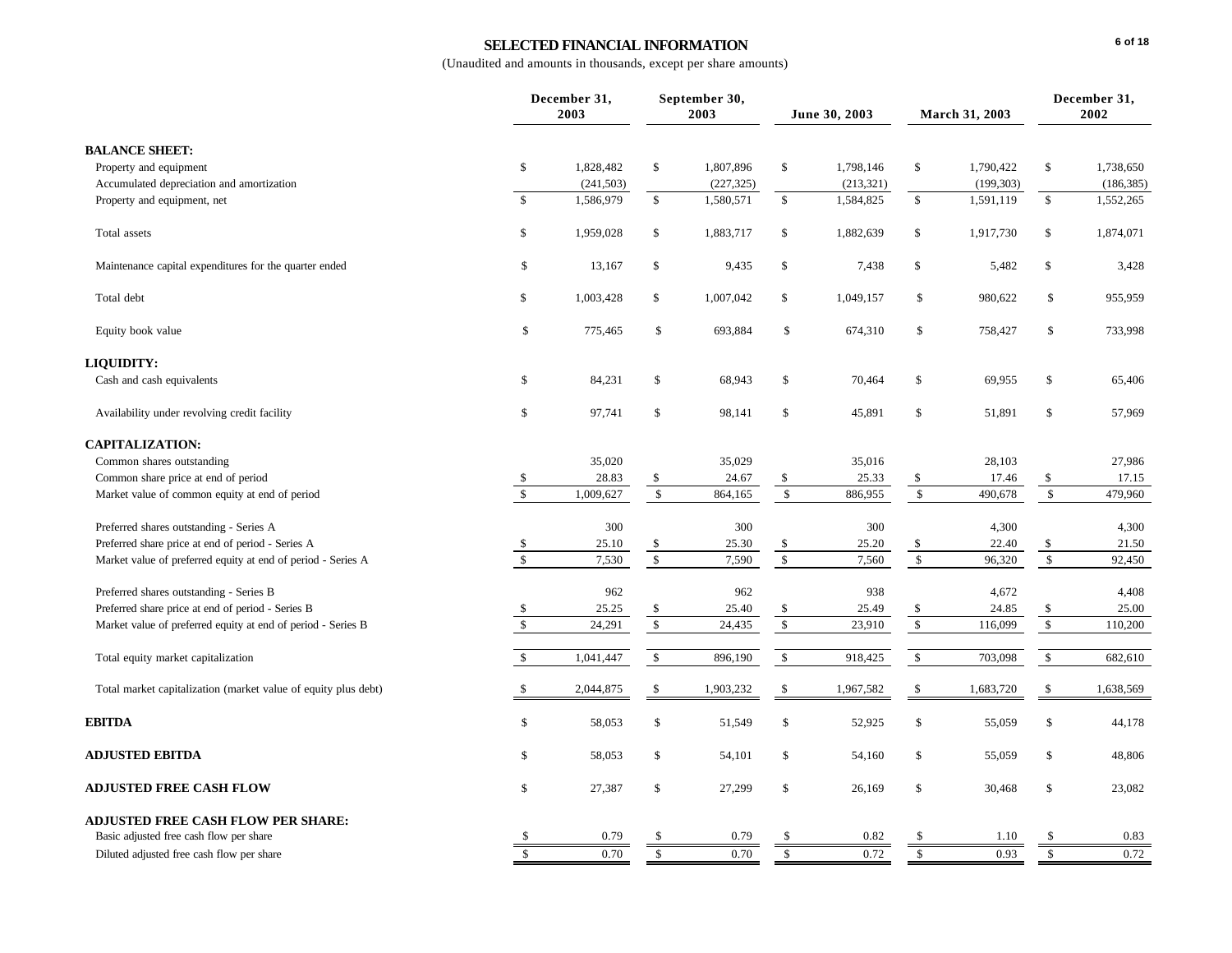# SELECTED FINANCIAL INFORMATION

(Unaudited and amounts in thousands, except per share amounts)

| | December 31, 2003 | September 30, 2003 | June 30, 2003 | March 31, 2003 | December 31, 2002 |
|---|---|---|---|---|---|
| **BALANCE SHEET:** | | | | | |
| Property and equipment | $ 1,828,482 | $ 1,807,896 | $ 1,798,146 | $ 1,790,422 | $ 1,738,650 |
| Accumulated depreciation and amortization | (241,503) | (227,325) | (213,321) | (199,303) | (186,385) |
| Property and equipment, net | $ 1,586,979 | $ 1,580,571 | $ 1,584,825 | $ 1,591,119 | $ 1,552,265 |
| Total assets | $ 1,959,028 | $ 1,883,717 | $ 1,882,639 | $ 1,917,730 | $ 1,874,071 |
| Maintenance capital expenditures for the quarter ended | $ 13,167 | $ 9,435 | $ 7,438 | $ 5,482 | $ 3,428 |
| Total debt | $ 1,003,428 | $ 1,007,042 | $ 1,049,157 | $ 980,622 | $ 955,959 |
| Equity book value | $ 775,465 | $ 693,884 | $ 674,310 | $ 758,427 | $ 733,998 |
| **LIQUIDITY:** | | | | | |
| Cash and cash equivalents | $ 84,231 | $ 68,943 | $ 70,464 | $ 69,955 | $ 65,406 |
| Availability under revolving credit facility | $ 97,741 | $ 98,141 | $ 45,891 | $ 51,891 | $ 57,969 |
| **CAPITALIZATION:** | | | | | |
| Common shares outstanding | 35,020 | 35,029 | 35,016 | 28,103 | 27,986 |
| Common share price at end of period | $ 28.83 | $ 24.67 | $ 25.33 | $ 17.46 | $ 17.15 |
| Market value of common equity at end of period | $ 1,009,627 | $ 864,165 | $ 886,955 | $ 490,678 | $ 479,960 |
| Preferred shares outstanding - Series A | 300 | 300 | 300 | 4,300 | 4,300 |
| Preferred share price at end of period - Series A | $ 25.10 | $ 25.30 | $ 25.20 | $ 22.40 | $ 21.50 |
| Market value of preferred equity at end of period - Series A | $ 7,530 | $ 7,590 | $ 7,560 | $ 96,320 | $ 92,450 |
| Preferred shares outstanding - Series B | 962 | 962 | 938 | 4,672 | 4,408 |
| Preferred share price at end of period - Series B | $ 25.25 | $ 25.40 | $ 25.49 | $ 24.85 | $ 25.00 |
| Market value of preferred equity at end of period - Series B | $ 24,291 | $ 24,435 | $ 23,910 | $ 116,099 | $ 110,200 |
| Total equity market capitalization | $ 1,041,447 | $ 896,190 | $ 918,425 | $ 703,098 | $ 682,610 |
| Total market capitalization (market value of equity plus debt) | $ 2,044,875 | $ 1,903,232 | $ 1,967,582 | $ 1,683,720 | $ 1,638,569 |
| **EBITDA** | $ 58,053 | $ 51,549 | $ 52,925 | $ 55,059 | $ 44,178 |
| **ADJUSTED EBITDA** | $ 58,053 | $ 54,101 | $ 54,160 | $ 55,059 | $ 48,806 |
| **ADJUSTED FREE CASH FLOW** | $ 27,387 | $ 27,299 | $ 26,169 | $ 30,468 | $ 23,082 |
| **ADJUSTED FREE CASH FLOW PER SHARE:** | | | | | |
| Basic adjusted free cash flow per share | $ 0.79 | $ 0.79 | $ 0.82 | $ 1.10 | $ 0.83 |
| Diluted adjusted free cash flow per share | $ 0.70 | $ 0.70 | $ 0.72 | $ 0.93 | $ 0.72 |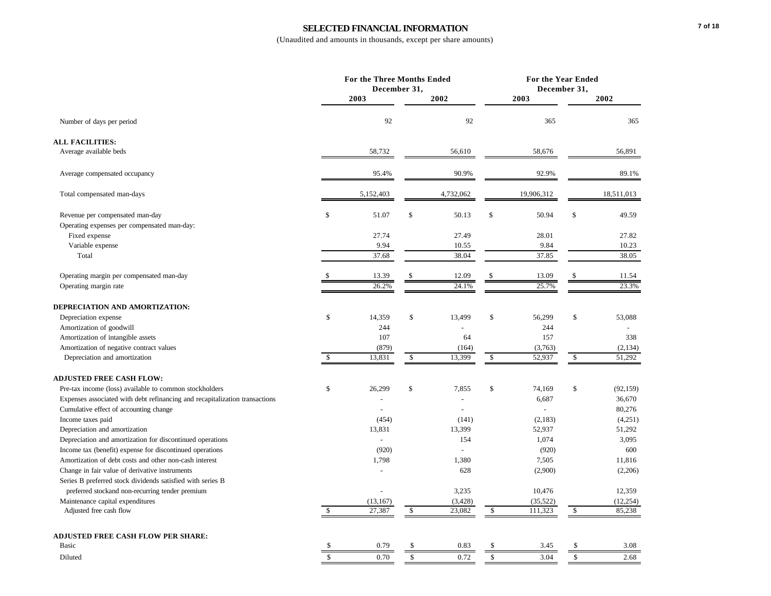# SELECTED FINANCIAL INFORMATION

(Unaudited and amounts in thousands, except per share amounts)

| | For the Three Months Ended December 31, | | For the Year Ended December 31, | |
|---|---|---|---|---|
| | 2003 | 2002 | 2003 | 2002 |
| Number of days per period | 92 | 92 | 365 | 365 |
| **ALL FACILITIES:** | | | | |
| Average available beds | 58,732 | 56,610 | 58,676 | 56,891 |
| Average compensated occupancy | 95.4% | 90.9% | 92.9% | 89.1% |
| Total compensated man-days | 5,152,403 | 4,732,062 | 19,906,312 | 18,511,013 |
| Revenue per compensated man-day | $ 51.07 | $ 50.13 | $ 50.94 | $ 49.59 |
| Operating expenses per compensated man-day: | | | | |
| Fixed expense | 27.74 | 27.49 | 28.01 | 27.82 |
| Variable expense | 9.94 | 10.55 | 9.84 | 10.23 |
| Total | 37.68 | 38.04 | 37.85 | 38.05 |
| Operating margin per compensated man-day | $ 13.39 | $ 12.09 | $ 13.09 | $ 11.54 |
| Operating margin rate | 26.2% | 24.1% | 25.7% | 23.3% |
| **DEPRECIATION AND AMORTIZATION:** | | | | |
| Depreciation expense | $ 14,359 | $ 13,499 | $ 56,299 | $ 53,088 |
| Amortization of goodwill | 244 | - | 244 | - |
| Amortization of intangible assets | 107 | 64 | 157 | 338 |
| Amortization of negative contract values | (879) | (164) | (3,763) | (2,134) |
| Depreciation and amortization | $ 13,831 | $ 13,399 | $ 52,937 | $ 51,292 |
| **ADJUSTED FREE CASH FLOW:** | | | | |
| Pre-tax income (loss) available to common stockholders | $ 26,299 | $ 7,855 | $ 74,169 | $ (92,159) |
| Expenses associated with debt refinancing and recapitalization transactions | - | - | 6,687 | 36,670 |
| Cumulative effect of accounting change | - | - | - | 80,276 |
| Income taxes paid | (454) | (141) | (2,183) | (4,251) |
| Depreciation and amortization | 13,831 | 13,399 | 52,937 | 51,292 |
| Depreciation and amortization for discontinued operations | - | 154 | 1,074 | 3,095 |
| Income tax (benefit) expense for discontinued operations | (920) | - | (920) | 600 |
| Amortization of debt costs and other non-cash interest | 1,798 | 1,380 | 7,505 | 11,816 |
| Change in fair value of derivative instruments | - | 628 | (2,900) | (2,206) |
| Series B preferred stock dividends satisfied with series B preferred stockand non-recurring tender premium | - | 3,235 | 10,476 | 12,359 |
| Maintenance capital expenditures | (13,167) | (3,428) | (35,522) | (12,254) |
| Adjusted free cash flow | $ 27,387 | $ 23,082 | $ 111,323 | $ 85,238 |
| **ADJUSTED FREE CASH FLOW PER SHARE:** | | | | |
| Basic | $ 0.79 | $ 0.83 | $ 3.45 | $ 3.08 |
| Diluted | $ 0.70 | $ 0.72 | $ 3.04 | $ 2.68 |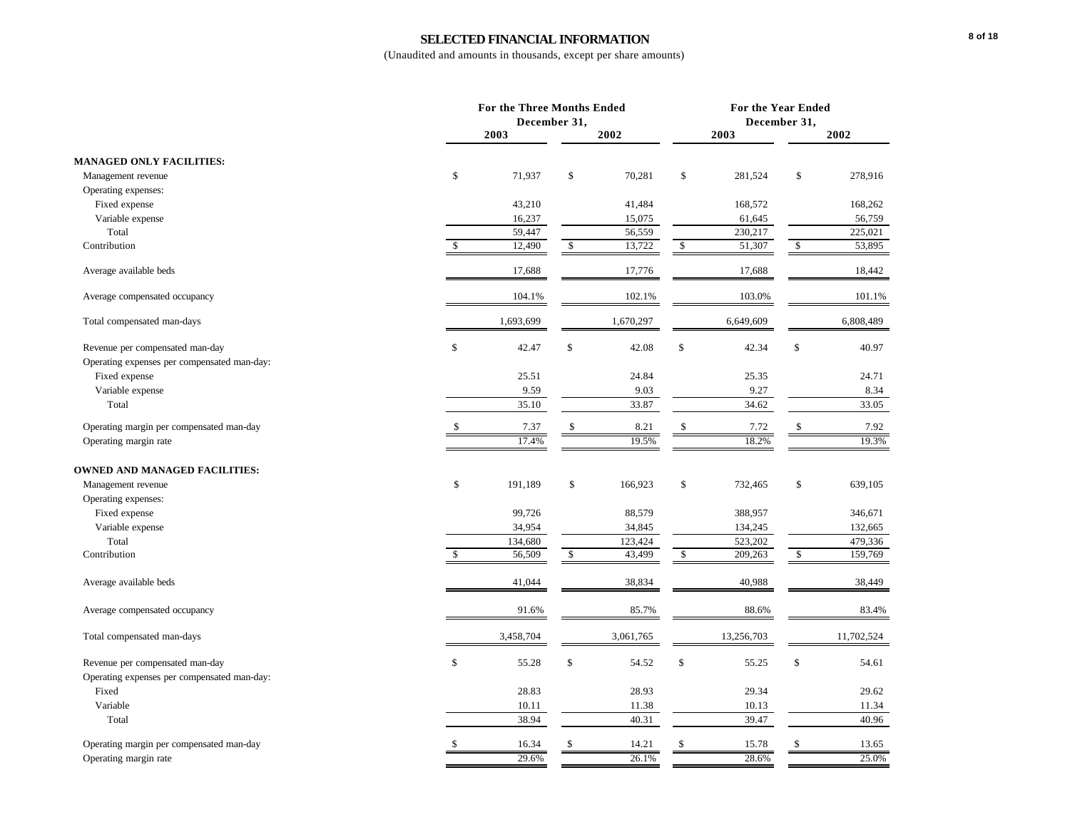# SELECTED FINANCIAL INFORMATION

(Unaudited and amounts in thousands, except per share amounts)

| | For the Three Months Ended December 31, | | For the Year Ended December 31, | |
|---|---|---|---|---|
| | 2003 | 2002 | 2003 | 2002 |
| **MANAGED ONLY FACILITIES:** | | | | |
| Management revenue | $ 71,937 | $ 70,281 | $ 281,524 | $ 278,916 |
| Operating expenses: | | | | |
| Fixed expense | 43,210 | 41,484 | 168,572 | 168,262 |
| Variable expense | 16,237 | 15,075 | 61,645 | 56,759 |
| Total | 59,447 | 56,559 | 230,217 | 225,021 |
| Contribution | $ 12,490 | $ 13,722 | $ 51,307 | $ 53,895 |
| Average available beds | 17,688 | 17,776 | 17,688 | 18,442 |
| Average compensated occupancy | 104.1% | 102.1% | 103.0% | 101.1% |
| Total compensated man-days | 1,693,699 | 1,670,297 | 6,649,609 | 6,808,489 |
| Revenue per compensated man-day | $ 42.47 | $ 42.08 | $ 42.34 | $ 40.97 |
| Operating expenses per compensated man-day: | | | | |
| Fixed expense | 25.51 | 24.84 | 25.35 | 24.71 |
| Variable expense | 9.59 | 9.03 | 9.27 | 8.34 |
| Total | 35.10 | 33.87 | 34.62 | 33.05 |
| Operating margin per compensated man-day | $ 7.37 | $ 8.21 | $ 7.72 | $ 7.92 |
| Operating margin rate | 17.4% | 19.5% | 18.2% | 19.3% |
| **OWNED AND MANAGED FACILITIES:** | | | | |
| Management revenue | $ 191,189 | $ 166,923 | $ 732,465 | $ 639,105 |
| Operating expenses: | | | | |
| Fixed expense | 99,726 | 88,579 | 388,957 | 346,671 |
| Variable expense | 34,954 | 34,845 | 134,245 | 132,665 |
| Total | 134,680 | 123,424 | 523,202 | 479,336 |
| Contribution | $ 56,509 | $ 43,499 | $ 209,263 | $ 159,769 |
| Average available beds | 41,044 | 38,834 | 40,988 | 38,449 |
| Average compensated occupancy | 91.6% | 85.7% | 88.6% | 83.4% |
| Total compensated man-days | 3,458,704 | 3,061,765 | 13,256,703 | 11,702,524 |
| Revenue per compensated man-day | $ 55.28 | $ 54.52 | $ 55.25 | $ 54.61 |
| Operating expenses per compensated man-day: | | | | |
| Fixed | 28.83 | 28.93 | 29.34 | 29.62 |
| Variable | 10.11 | 11.38 | 10.13 | 11.34 |
| Total | 38.94 | 40.31 | 39.47 | 40.96 |
| Operating margin per compensated man-day | $ 16.34 | $ 14.21 | $ 15.78 | $ 13.65 |
| Operating margin rate | 29.6% | 26.1% | 28.6% | 25.0% |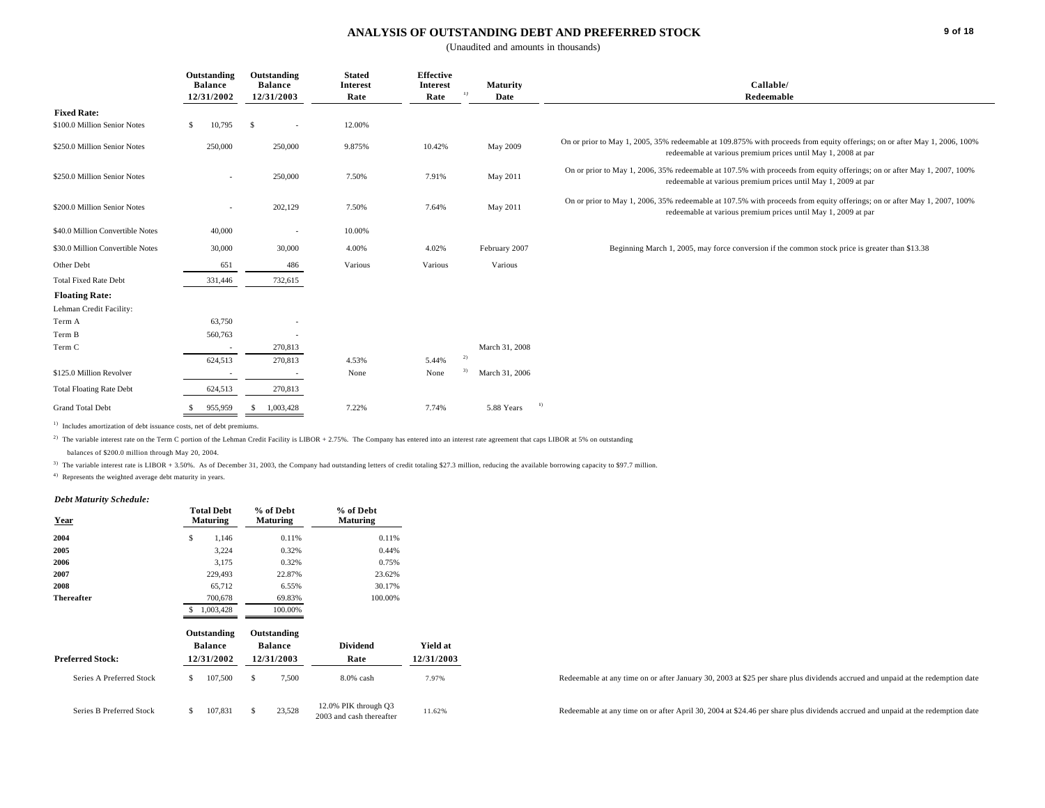# ANALYSIS OF OUTSTANDING DEBT AND PREFERRED STOCK

(Unaudited and amounts in thousands)

| | Outstanding Balance 12/31/2002 | Outstanding Balance 12/31/2003 | Stated Interest Rate | Effective Interest Rate [1] | Maturity Date | Callable/ Redeemable |
|---|---|---|---|---|---|---|
| **Fixed Rate:** | | | | | | |
| \$100.0 Million Senior Notes | \$ 10,795 | \$ - | 12.00% | | | |
| \$250.0 Million Senior Notes | 250,000 | 250,000 | 9.875% | 10.42% | May 2009 | On or prior to May 1, 2005, 35% redeemable at 109.875% with proceeds from equity offerings; on or after May 1, 2006, 100% redeemable at various premium prices until May 1, 2008 at par |
| \$250.0 Million Senior Notes | - | 250,000 | 7.50% | 7.91% | May 2011 | On or prior to May 1, 2006, 35% redeemable at 107.5% with proceeds from equity offerings; on or after May 1, 2007, 100% redeemable at various premium prices until May 1, 2009 at par |
| \$200.0 Million Senior Notes | - | 202,129 | 7.50% | 7.64% | May 2011 | On or prior to May 1, 2006, 35% redeemable at 107.5% with proceeds from equity offerings; on or after May 1, 2007, 100% redeemable at various premium prices until May 1, 2009 at par |
| \$40.0 Million Convertible Notes | 40,000 | - | 10.00% | | | |
| \$30.0 Million Convertible Notes | 30,000 | 30,000 | 4.00% | 4.02% | February 2007 | Beginning March 1, 2005, may force conversion if the common stock price is greater than \$13.38 |
| Other Debt | 651 | 486 | Various | Various | Various | |
| Total Fixed Rate Debt | 331,446 | 732,615 | | | | |
| **Floating Rate:** | | | | | | |
| Lehman Credit Facility: | | | | | | |
| Term A | 63,750 | - | | | | |
| Term B | 560,763 | - | | | | |
| Term C | - | 270,813 | | | March 31, 2008 | |
| | 624,513 | 270,813 | 4.53% | 5.44% [2] | | |
| \$125.0 Million Revolver | - | - | None | None [3] | March 31, 2006 | |
| Total Floating Rate Debt | 624,513 | 270,813 | | | | |
| Grand Total Debt | \$ 955,959 | \$ 1,003,428 | 7.22% | 7.74% | 5.88 Years [4] | |

[1] Includes amortization of debt issuance costs, net of debt premiums.

[2] The variable interest rate on the Term C portion of the Lehman Credit Facility is LIBOR + 2.75%. The Company has entered into an interest rate agreement that caps LIBOR at 5% on outstanding balances of \$200.0 million through May 20, 2004.

[3] The variable interest rate is LIBOR + 3.50%. As of December 31, 2003, the Company had outstanding letters of credit totaling \$27.3 million, reducing the available borrowing capacity to \$97.7 million.

[4] Represents the weighted average debt maturity in years.

***Debt Maturity Schedule:***

| Year | Total Debt Maturing | % of Debt Maturing | % of Debt Maturing |
|---|---|---|---|
| **2004** | \$ 1,146 | 0.11% | 0.11% |
| **2005** | 3,224 | 0.32% | 0.44% |
| **2006** | 3,175 | 0.32% | 0.75% |
| **2007** | 229,493 | 22.87% | 23.62% |
| **2008** | 65,712 | 6.55% | 30.17% |
| **Thereafter** | 700,678 | 69.83% | 100.00% |
| | \$ 1,003,428 | 100.00% | |

| Preferred Stock: | Outstanding Balance 12/31/2002 | Outstanding Balance 12/31/2003 | Dividend Rate | Yield at 12/31/2003 | |
|---|---|---|---|---|---|
| Series A Preferred Stock | \$ 107,500 | \$ 7,500 | 8.0% cash | 7.97% | Redeemable at any time on or after January 30, 2003 at \$25 per share plus dividends accrued and unpaid at the redemption date |
| Series B Preferred Stock | \$ 107,831 | \$ 23,528 | 12.0% PIK through Q3 2003 and cash thereafter | 11.62% | Redeemable at any time on or after April 30, 2004 at \$24.46 per share plus dividends accrued and unpaid at the redemption date |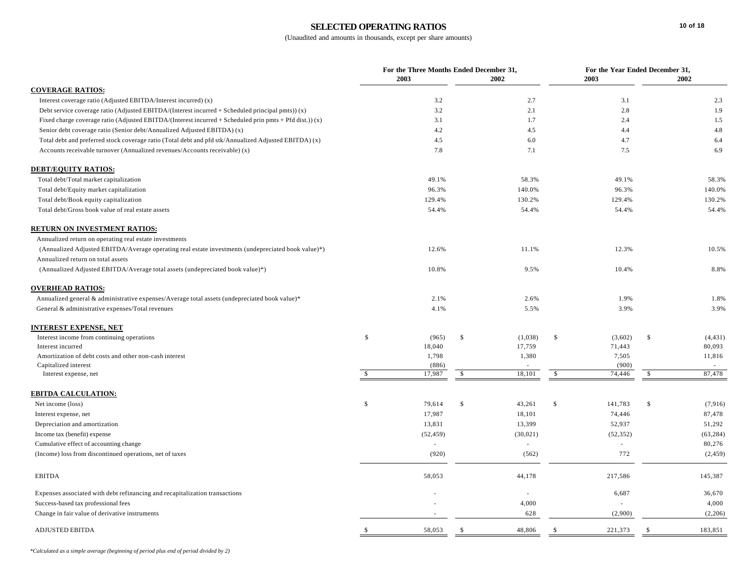# SELECTED OPERATING RATIOS

(Unaudited and amounts in thousands, except per share amounts)

| | For the Three Months Ended December 31, | | For the Year Ended December 31, | |
|---|---|---|---|---|
| | 2003 | 2002 | 2003 | 2002 |
| **COVERAGE RATIOS:** | | | | |
| Interest coverage ratio (Adjusted EBITDA/Interest incurred) (x) | 3.2 | 2.7 | 3.1 | 2.3 |
| Debt service coverage ratio (Adjusted EBITDA/(Interest incurred + Scheduled principal pmts)) (x) | 3.2 | 2.1 | 2.8 | 1.9 |
| Fixed charge coverage ratio (Adjusted EBITDA/(Interest incurred + Scheduled prin pmts + Pfd dist.)) (x) | 3.1 | 1.7 | 2.4 | 1.5 |
| Senior debt coverage ratio (Senior debt/Annualized Adjusted EBITDA) (x) | 4.2 | 4.5 | 4.4 | 4.8 |
| Total debt and preferred stock coverage ratio (Total debt and pfd stk/Annualized Adjusted EBITDA) (x) | 4.5 | 6.0 | 4.7 | 6.4 |
| Accounts receivable turnover (Annualized revenues/Accounts receivable) (x) | 7.8 | 7.1 | 7.5 | 6.9 |
| **DEBT/EQUITY RATIOS:** | | | | |
| Total debt/Total market capitalization | 49.1% | 58.3% | 49.1% | 58.3% |
| Total debt/Equity market capitalization | 96.3% | 140.0% | 96.3% | 140.0% |
| Total debt/Book equity capitalization | 129.4% | 130.2% | 129.4% | 130.2% |
| Total debt/Gross book value of real estate assets | 54.4% | 54.4% | 54.4% | 54.4% |
| **RETURN ON INVESTMENT RATIOS:** | | | | |
| Annualized return on operating real estate investments (Annualized Adjusted EBITDA/Average operating real estate investments (undepreciated book value)*) | 12.6% | 11.1% | 12.3% | 10.5% |
| Annualized return on total assets (Annualized Adjusted EBITDA/Average total assets (undepreciated book value)*) | 10.8% | 9.5% | 10.4% | 8.8% |
| **OVERHEAD RATIOS:** | | | | |
| Annualized general & administrative expenses/Average total assets (undepreciated book value)* | 2.1% | 2.6% | 1.9% | 1.8% |
| General & administrative expenses/Total revenues | 4.1% | 5.5% | 3.9% | 3.9% |
| **INTEREST EXPENSE, NET** | | | | |
| Interest income from continuing operations | $ (965) | $ (1,038) | $ (3,602) | $ (4,431) |
| Interest incurred | 18,040 | 17,759 | 71,443 | 80,093 |
| Amortization of debt costs and other non-cash interest | 1,798 | 1,380 | 7,505 | 11,816 |
| Capitalized interest | (886) | - | (900) | - |
| Interest expense, net | $ 17,987 | $ 18,101 | $ 74,446 | $ 87,478 |
| **EBITDA CALCULATION:** | | | | |
| Net income (loss) | $ 79,614 | $ 43,261 | $ 141,783 | $ (7,916) |
| Interest expense, net | 17,987 | 18,101 | 74,446 | 87,478 |
| Depreciation and amortization | 13,831 | 13,399 | 52,937 | 51,292 |
| Income tax (benefit) expense | (52,459) | (30,021) | (52,352) | (63,284) |
| Cumulative effect of accounting change | - | - | - | 80,276 |
| (Income) loss from discontinued operations, net of taxes | (920) | (562) | 772 | (2,459) |
| EBITDA | 58,053 | 44,178 | 217,586 | 145,387 |
| Expenses associated with debt refinancing and recapitalization transactions | - | - | 6,687 | 36,670 |
| Success-based tax professional fees | - | 4,000 | - | 4,000 |
| Change in fair value of derivative instruments | - | 628 | (2,900) | (2,206) |
| ADJUSTED EBITDA | $ 58,053 | $ 48,806 | $ 221,373 | $ 183,851 |

*Calculated as a simple average (beginning of period plus end of period divided by 2)*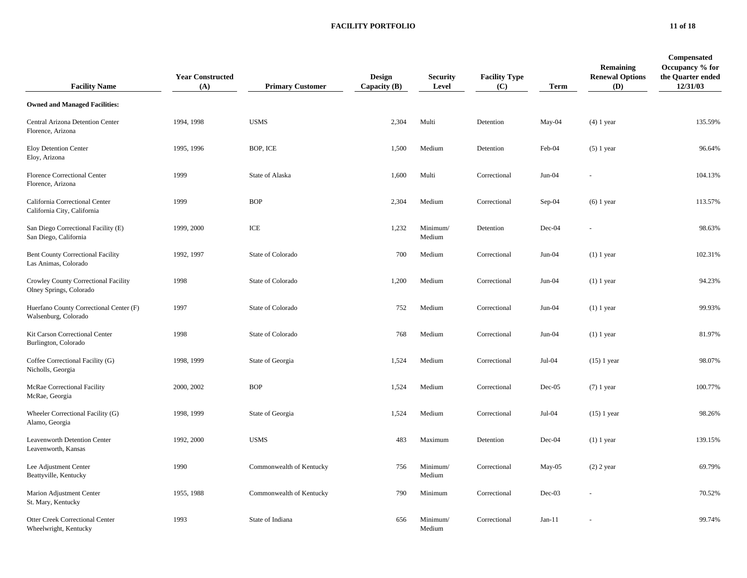# FACILITY PORTFOLIO

| Facility Name | Year Constructed (A) | Primary Customer | Design Capacity (B) | Security Level | Facility Type (C) | Term | Remaining Renewal Options (D) | Compensated Occupancy % for the Quarter ended 12/31/03 |
|---|---|---|---|---|---|---|---|---|
| **Owned and Managed Facilities:** | | | | | | | | |
| Central Arizona Detention Center<br>Florence, Arizona | 1994, 1998 | USMS | 2,304 | Multi | Detention | May-04 | (4) 1 year | 135.59% |
| Eloy Detention Center<br>Eloy, Arizona | 1995, 1996 | BOP, ICE | 1,500 | Medium | Detention | Feb-04 | (5) 1 year | 96.64% |
| Florence Correctional Center<br>Florence, Arizona | 1999 | State of Alaska | 1,600 | Multi | Correctional | Jun-04 | - | 104.13% |
| California Correctional Center<br>California City, California | 1999 | BOP | 2,304 | Medium | Correctional | Sep-04 | (6) 1 year | 113.57% |
| San Diego Correctional Facility (E)<br>San Diego, California | 1999, 2000 | ICE | 1,232 | Minimum/ Medium | Detention | Dec-04 | - | 98.63% |
| Bent County Correctional Facility<br>Las Animas, Colorado | 1992, 1997 | State of Colorado | 700 | Medium | Correctional | Jun-04 | (1) 1 year | 102.31% |
| Crowley County Correctional Facility<br>Olney Springs, Colorado | 1998 | State of Colorado | 1,200 | Medium | Correctional | Jun-04 | (1) 1 year | 94.23% |
| Huerfano County Correctional Center (F)<br>Walsenburg, Colorado | 1997 | State of Colorado | 752 | Medium | Correctional | Jun-04 | (1) 1 year | 99.93% |
| Kit Carson Correctional Center<br>Burlington, Colorado | 1998 | State of Colorado | 768 | Medium | Correctional | Jun-04 | (1) 1 year | 81.97% |
| Coffee Correctional Facility (G)<br>Nicholls, Georgia | 1998, 1999 | State of Georgia | 1,524 | Medium | Correctional | Jul-04 | (15) 1 year | 98.07% |
| McRae Correctional Facility<br>McRae, Georgia | 2000, 2002 | BOP | 1,524 | Medium | Correctional | Dec-05 | (7) 1 year | 100.77% |
| Wheeler Correctional Facility (G)<br>Alamo, Georgia | 1998, 1999 | State of Georgia | 1,524 | Medium | Correctional | Jul-04 | (15) 1 year | 98.26% |
| Leavenworth Detention Center<br>Leavenworth, Kansas | 1992, 2000 | USMS | 483 | Maximum | Detention | Dec-04 | (1) 1 year | 139.15% |
| Lee Adjustment Center<br>Beattyville, Kentucky | 1990 | Commonwealth of Kentucky | 756 | Minimum/ Medium | Correctional | May-05 | (2) 2 year | 69.79% |
| Marion Adjustment Center<br>St. Mary, Kentucky | 1955, 1988 | Commonwealth of Kentucky | 790 | Minimum | Correctional | Dec-03 | - | 70.52% |
| Otter Creek Correctional Center<br>Wheelwright, Kentucky | 1993 | State of Indiana | 656 | Minimum/ Medium | Correctional | Jan-11 | - | 99.74% |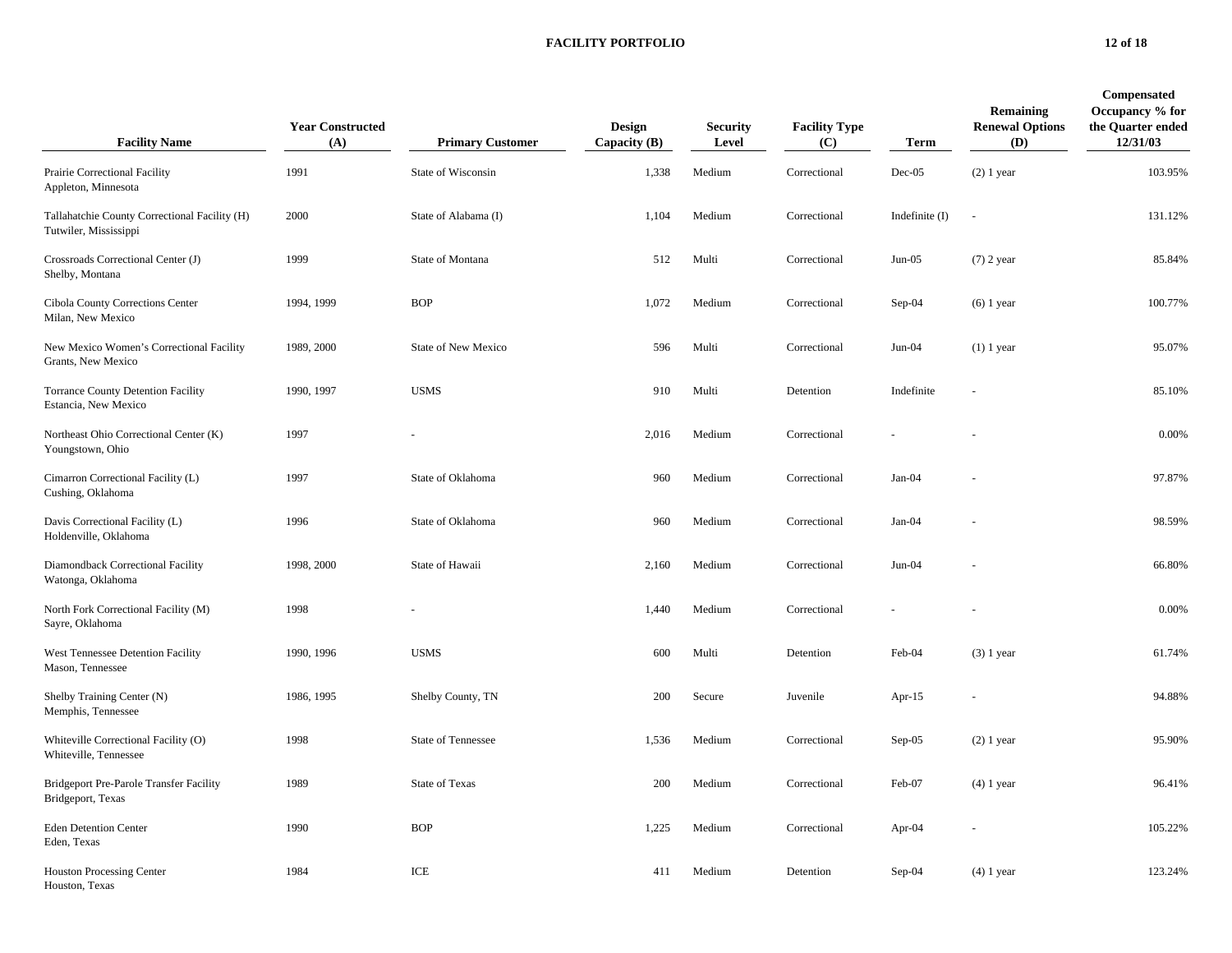# FACILITY PORTFOLIO

| Facility Name | Year Constructed (A) | Primary Customer | Design Capacity (B) | Security Level | Facility Type (C) | Term | Remaining Renewal Options (D) | Compensated Occupancy % for the Quarter ended 12/31/03 |
|---|---|---|---|---|---|---|---|---|
| Prairie Correctional Facility Appleton, Minnesota | 1991 | State of Wisconsin | 1,338 | Medium | Correctional | Dec-05 | (2) 1 year | 103.95% |
| Tallahatchie County Correctional Facility (H) Tutwiler, Mississippi | 2000 | State of Alabama (I) | 1,104 | Medium | Correctional | Indefinite (I) | - | 131.12% |
| Crossroads Correctional Center (J) Shelby, Montana | 1999 | State of Montana | 512 | Multi | Correctional | Jun-05 | (7) 2 year | 85.84% |
| Cibola County Corrections Center Milan, New Mexico | 1994, 1999 | BOP | 1,072 | Medium | Correctional | Sep-04 | (6) 1 year | 100.77% |
| New Mexico Women's Correctional Facility Grants, New Mexico | 1989, 2000 | State of New Mexico | 596 | Multi | Correctional | Jun-04 | (1) 1 year | 95.07% |
| Torrance County Detention Facility Estancia, New Mexico | 1990, 1997 | USMS | 910 | Multi | Detention | Indefinite | - | 85.10% |
| Northeast Ohio Correctional Center (K) Youngstown, Ohio | 1997 | - | 2,016 | Medium | Correctional | - | - | 0.00% |
| Cimarron Correctional Facility (L) Cushing, Oklahoma | 1997 | State of Oklahoma | 960 | Medium | Correctional | Jan-04 | - | 97.87% |
| Davis Correctional Facility (L) Holdenville, Oklahoma | 1996 | State of Oklahoma | 960 | Medium | Correctional | Jan-04 | - | 98.59% |
| Diamondback Correctional Facility Watonga, Oklahoma | 1998, 2000 | State of Hawaii | 2,160 | Medium | Correctional | Jun-04 | - | 66.80% |
| North Fork Correctional Facility (M) Sayre, Oklahoma | 1998 | - | 1,440 | Medium | Correctional | - | - | 0.00% |
| West Tennessee Detention Facility Mason, Tennessee | 1990, 1996 | USMS | 600 | Multi | Detention | Feb-04 | (3) 1 year | 61.74% |
| Shelby Training Center (N) Memphis, Tennessee | 1986, 1995 | Shelby County, TN | 200 | Secure | Juvenile | Apr-15 | - | 94.88% |
| Whiteville Correctional Facility (O) Whiteville, Tennessee | 1998 | State of Tennessee | 1,536 | Medium | Correctional | Sep-05 | (2) 1 year | 95.90% |
| Bridgeport Pre-Parole Transfer Facility Bridgeport, Texas | 1989 | State of Texas | 200 | Medium | Correctional | Feb-07 | (4) 1 year | 96.41% |
| Eden Detention Center Eden, Texas | 1990 | BOP | 1,225 | Medium | Correctional | Apr-04 | - | 105.22% |
| Houston Processing Center Houston, Texas | 1984 | ICE | 411 | Medium | Detention | Sep-04 | (4) 1 year | 123.24% |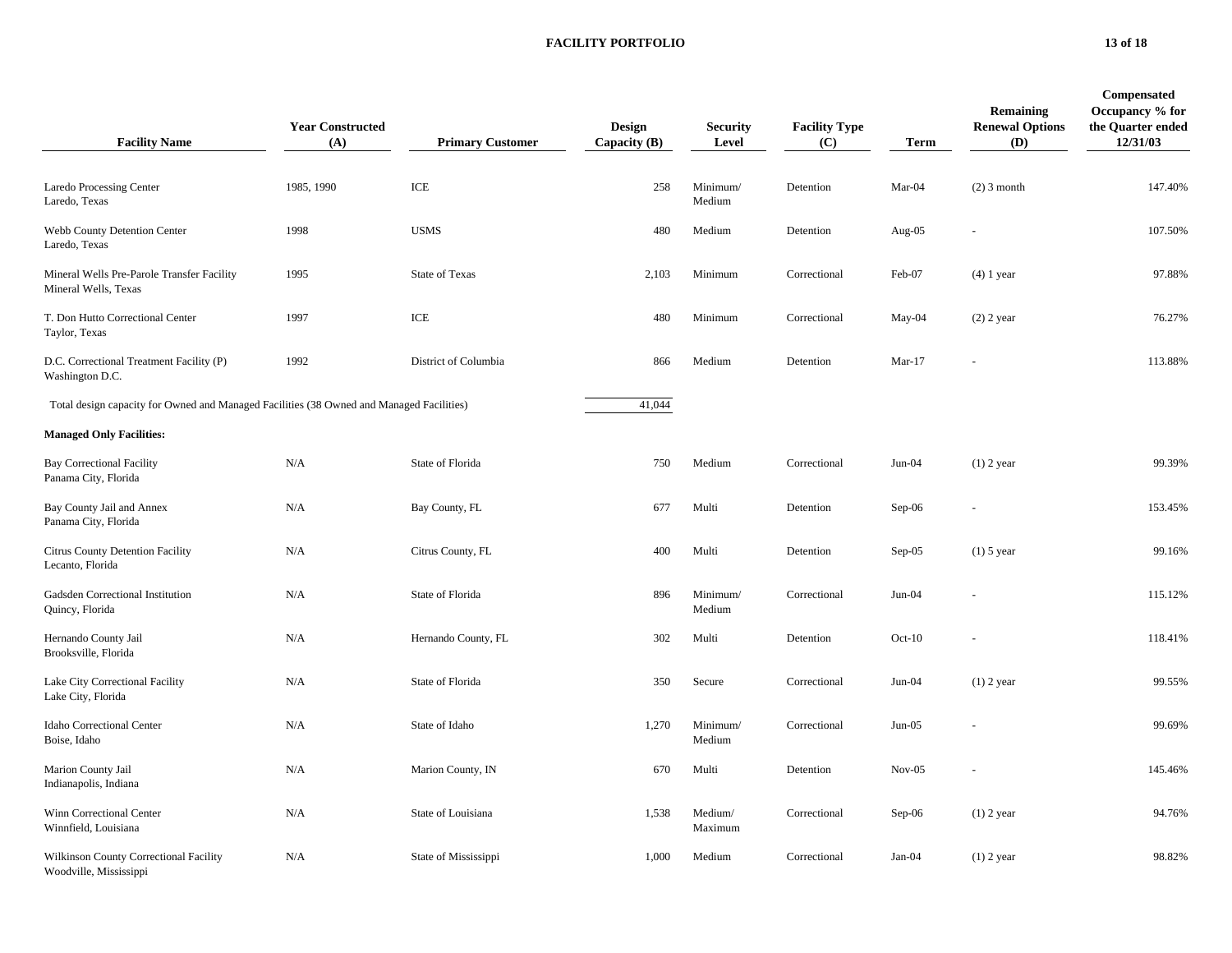## FACILITY PORTFOLIO

| Facility Name | Year Constructed (A) | Primary Customer | Design Capacity (B) | Security Level | Facility Type (C) | Term | Remaining Renewal Options (D) | Compensated Occupancy % for the Quarter ended 12/31/03 |
|---|---|---|---|---|---|---|---|---|
| Laredo Processing Center<br>Laredo, Texas | 1985, 1990 | ICE | 258 | Minimum/ Medium | Detention | Mar-04 | (2) 3 month | 147.40% |
| Webb County Detention Center<br>Laredo, Texas | 1998 | USMS | 480 | Medium | Detention | Aug-05 | - | 107.50% |
| Mineral Wells Pre-Parole Transfer Facility<br>Mineral Wells, Texas | 1995 | State of Texas | 2,103 | Minimum | Correctional | Feb-07 | (4) 1 year | 97.88% |
| T. Don Hutto Correctional Center<br>Taylor, Texas | 1997 | ICE | 480 | Minimum | Correctional | May-04 | (2) 2 year | 76.27% |
| D.C. Correctional Treatment Facility (P)<br>Washington D.C. | 1992 | District of Columbia | 866 | Medium | Detention | Mar-17 | - | 113.88% |
| Total design capacity for Owned and Managed Facilities (38 Owned and Managed Facilities) | | | 41,044 | | | | | |
| **Managed Only Facilities:** | | | | | | | | |
| Bay Correctional Facility<br>Panama City, Florida | N/A | State of Florida | 750 | Medium | Correctional | Jun-04 | (1) 2 year | 99.39% |
| Bay County Jail and Annex<br>Panama City, Florida | N/A | Bay County, FL | 677 | Multi | Detention | Sep-06 | - | 153.45% |
| Citrus County Detention Facility<br>Lecanto, Florida | N/A | Citrus County, FL | 400 | Multi | Detention | Sep-05 | (1) 5 year | 99.16% |
| Gadsden Correctional Institution<br>Quincy, Florida | N/A | State of Florida | 896 | Minimum/ Medium | Correctional | Jun-04 | - | 115.12% |
| Hernando County Jail<br>Brooksville, Florida | N/A | Hernando County, FL | 302 | Multi | Detention | Oct-10 | - | 118.41% |
| Lake City Correctional Facility<br>Lake City, Florida | N/A | State of Florida | 350 | Secure | Correctional | Jun-04 | (1) 2 year | 99.55% |
| Idaho Correctional Center<br>Boise, Idaho | N/A | State of Idaho | 1,270 | Minimum/ Medium | Correctional | Jun-05 | - | 99.69% |
| Marion County Jail<br>Indianapolis, Indiana | N/A | Marion County, IN | 670 | Multi | Detention | Nov-05 | - | 145.46% |
| Winn Correctional Center<br>Winnfield, Louisiana | N/A | State of Louisiana | 1,538 | Medium/ Maximum | Correctional | Sep-06 | (1) 2 year | 94.76% |
| Wilkinson County Correctional Facility<br>Woodville, Mississippi | N/A | State of Mississippi | 1,000 | Medium | Correctional | Jan-04 | (1) 2 year | 98.82% |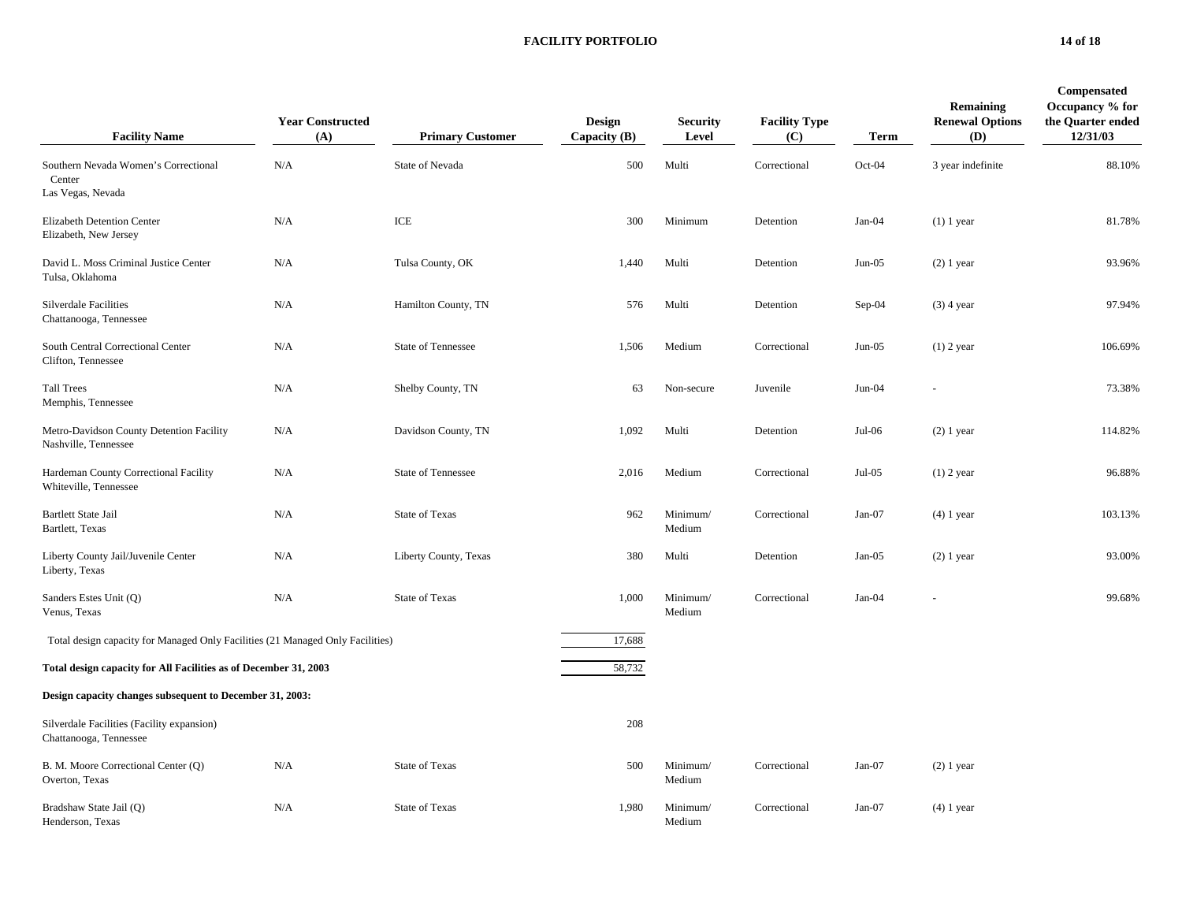## FACILITY PORTFOLIO

| Facility Name | Year Constructed (A) | Primary Customer | Design Capacity (B) | Security Level | Facility Type (C) | Term | Remaining Renewal Options (D) | Compensated Occupancy % for the Quarter ended 12/31/03 |
|---|---|---|---|---|---|---|---|---|
| Southern Nevada Women's Correctional Center<br>Las Vegas, Nevada | N/A | State of Nevada | 500 | Multi | Correctional | Oct-04 | 3 year indefinite | 88.10% |
| Elizabeth Detention Center<br>Elizabeth, New Jersey | N/A | ICE | 300 | Minimum | Detention | Jan-04 | (1) 1 year | 81.78% |
| David L. Moss Criminal Justice Center<br>Tulsa, Oklahoma | N/A | Tulsa County, OK | 1,440 | Multi | Detention | Jun-05 | (2) 1 year | 93.96% |
| Silverdale Facilities<br>Chattanooga, Tennessee | N/A | Hamilton County, TN | 576 | Multi | Detention | Sep-04 | (3) 4 year | 97.94% |
| South Central Correctional Center<br>Clifton, Tennessee | N/A | State of Tennessee | 1,506 | Medium | Correctional | Jun-05 | (1) 2 year | 106.69% |
| Tall Trees<br>Memphis, Tennessee | N/A | Shelby County, TN | 63 | Non-secure | Juvenile | Jun-04 | - | 73.38% |
| Metro-Davidson County Detention Facility<br>Nashville, Tennessee | N/A | Davidson County, TN | 1,092 | Multi | Detention | Jul-06 | (2) 1 year | 114.82% |
| Hardeman County Correctional Facility<br>Whiteville, Tennessee | N/A | State of Tennessee | 2,016 | Medium | Correctional | Jul-05 | (1) 2 year | 96.88% |
| Bartlett State Jail<br>Bartlett, Texas | N/A | State of Texas | 962 | Minimum/ Medium | Correctional | Jan-07 | (4) 1 year | 103.13% |
| Liberty County Jail/Juvenile Center<br>Liberty, Texas | N/A | Liberty County, Texas | 380 | Multi | Detention | Jan-05 | (2) 1 year | 93.00% |
| Sanders Estes Unit (Q)<br>Venus, Texas | N/A | State of Texas | 1,000 | Minimum/ Medium | Correctional | Jan-04 | - | 99.68% |
| Total design capacity for Managed Only Facilities (21 Managed Only Facilities) | | | 17,688 | | | | | |
| **Total design capacity for All Facilities as of December 31, 2003** | | | 58,732 | | | | | |
| **Design capacity changes subsequent to December 31, 2003:** | | | | | | | | |
| Silverdale Facilities (Facility expansion)<br>Chattanooga, Tennessee | | | 208 | | | | | |
| B. M. Moore Correctional Center (Q)<br>Overton, Texas | N/A | State of Texas | 500 | Minimum/ Medium | Correctional | Jan-07 | (2) 1 year | |
| Bradshaw State Jail (Q)<br>Henderson, Texas | N/A | State of Texas | 1,980 | Minimum/ Medium | Correctional | Jan-07 | (4) 1 year | |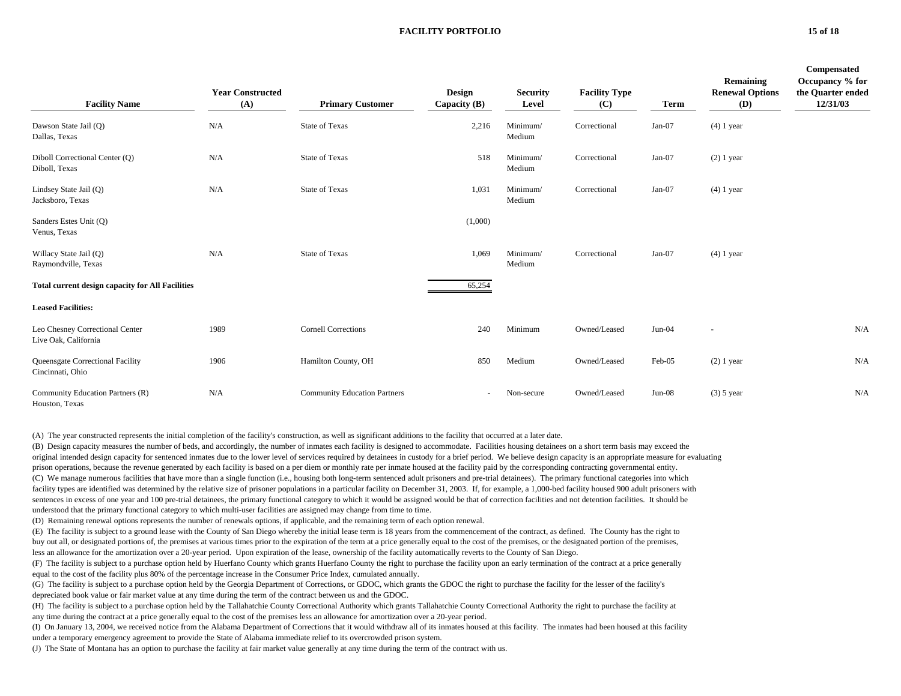# FACILITY PORTFOLIO

| Facility Name | Year Constructed (A) | Primary Customer | Design Capacity (B) | Security Level | Facility Type (C) | Term | Remaining Renewal Options (D) | Compensated Occupancy % for the Quarter ended 12/31/03 |
|---|---|---|---|---|---|---|---|---|
| Dawson State Jail (Q)<br>Dallas, Texas | N/A | State of Texas | 2,216 | Minimum/<br>Medium | Correctional | Jan-07 | (4) 1 year | |
| Diboll Correctional Center (Q)<br>Diboll, Texas | N/A | State of Texas | 518 | Minimum/<br>Medium | Correctional | Jan-07 | (2) 1 year | |
| Lindsey State Jail (Q)<br>Jacksboro, Texas | N/A | State of Texas | 1,031 | Minimum/<br>Medium | Correctional | Jan-07 | (4) 1 year | |
| Sanders Estes Unit (Q)<br>Venus, Texas | | | (1,000) | | | | | |
| Willacy State Jail (Q)<br>Raymondville, Texas | N/A | State of Texas | 1,069 | Minimum/<br>Medium | Correctional | Jan-07 | (4) 1 year | |
| **Total current design capacity for All Facilities** | | | 65,254 | | | | | |
| **Leased Facilities:** | | | | | | | | |
| Leo Chesney Correctional Center<br>Live Oak, California | 1989 | Cornell Corrections | 240 | Minimum | Owned/Leased | Jun-04 | - | N/A |
| Queensgate Correctional Facility<br>Cincinnati, Ohio | 1906 | Hamilton County, OH | 850 | Medium | Owned/Leased | Feb-05 | (2) 1 year | N/A |
| Community Education Partners (R)<br>Houston, Texas | N/A | Community Education Partners | - | Non-secure | Owned/Leased | Jun-08 | (3) 5 year | N/A |

(A) The year constructed represents the initial completion of the facility's construction, as well as significant additions to the facility that occurred at a later date.

(B) Design capacity measures the number of beds, and accordingly, the number of inmates each facility is designed to accommodate. Facilities housing detainees on a short term basis may exceed the original intended design capacity for sentenced inmates due to the lower level of services required by detainees in custody for a brief period. We believe design capacity is an appropriate measure for evaluating prison operations, because the revenue generated by each facility is based on a per diem or monthly rate per inmate housed at the facility paid by the corresponding contracting governmental entity.

(C) We manage numerous facilities that have more than a single function (i.e., housing both long-term sentenced adult prisoners and pre-trial detainees). The primary functional categories into which facility types are identified was determined by the relative size of prisoner populations in a particular facility on December 31, 2003. If, for example, a 1,000-bed facility housed 900 adult prisoners with sentences in excess of one year and 100 pre-trial detainees, the primary functional category to which it would be assigned would be that of correction facilities and not detention facilities. It should be understood that the primary functional category to which multi-user facilities are assigned may change from time to time.

(D) Remaining renewal options represents the number of renewals options, if applicable, and the remaining term of each option renewal.

(E) The facility is subject to a ground lease with the County of San Diego whereby the initial lease term is 18 years from the commencement of the contract, as defined. The County has the right to buy out all, or designated portions of, the premises at various times prior to the expiration of the term at a price generally equal to the cost of the premises, or the designated portion of the premises, less an allowance for the amortization over a 20-year period. Upon expiration of the lease, ownership of the facility automatically reverts to the County of San Diego.

(F) The facility is subject to a purchase option held by Huerfano County which grants Huerfano County the right to purchase the facility upon an early termination of the contract at a price generally equal to the cost of the facility plus 80% of the percentage increase in the Consumer Price Index, cumulated annually.

(G) The facility is subject to a purchase option held by the Georgia Department of Corrections, or GDOC, which grants the GDOC the right to purchase the facility for the lesser of the facility's depreciated book value or fair market value at any time during the term of the contract between us and the GDOC.

(H) The facility is subject to a purchase option held by the Tallahatchie County Correctional Authority which grants Tallahatchie County Correctional Authority the right to purchase the facility at any time during the contract at a price generally equal to the cost of the premises less an allowance for amortization over a 20-year period.

(I) On January 13, 2004, we received notice from the Alabama Department of Corrections that it would withdraw all of its inmates housed at this facility. The inmates had been housed at this facility under a temporary emergency agreement to provide the State of Alabama immediate relief to its overcrowded prison system.

(J) The State of Montana has an option to purchase the facility at fair market value generally at any time during the term of the contract with us.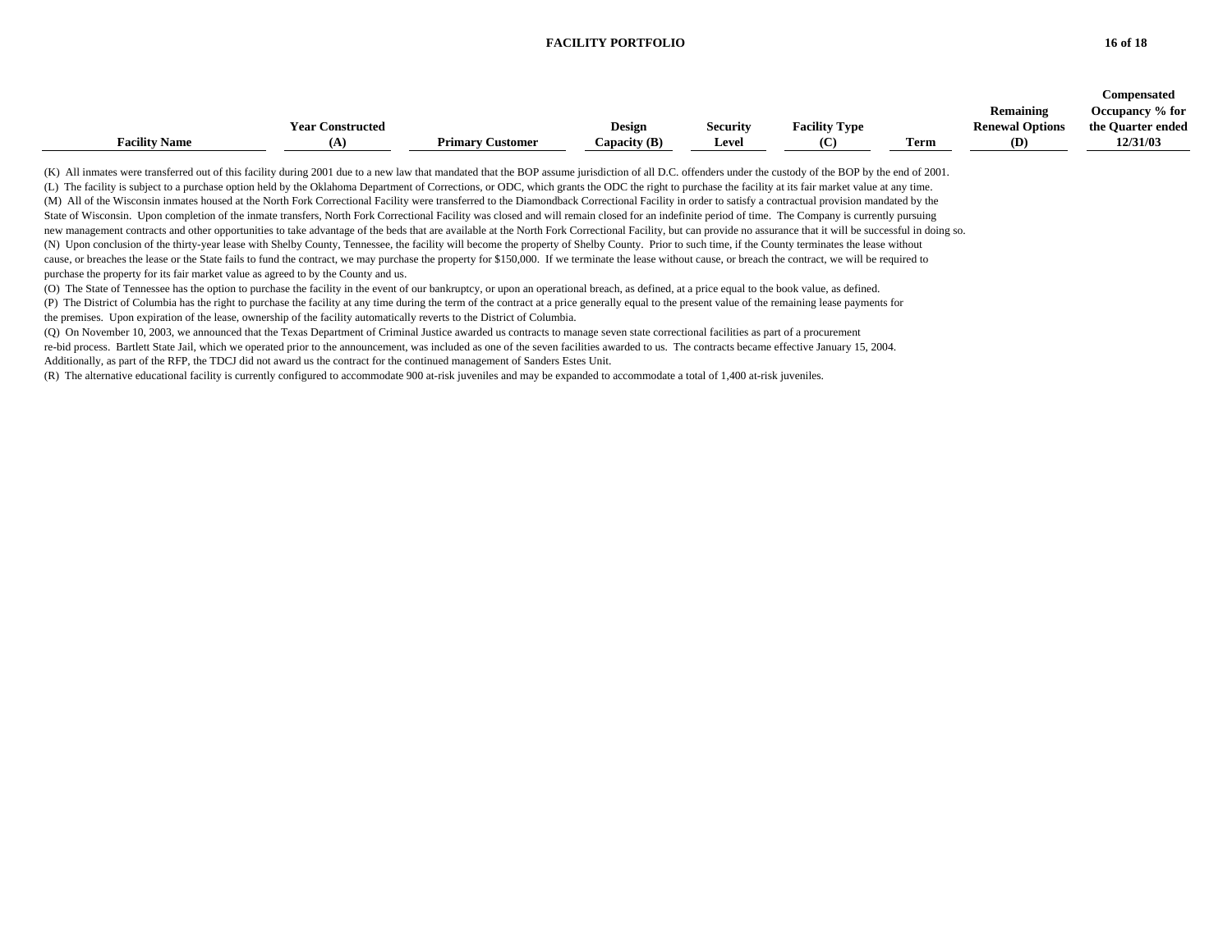| Facility Name | Year Constructed (A) | Primary Customer | Design Capacity (B) | Security Level | Facility Type (C) | Term | Remaining Renewal Options (D) | Compensated Occupancy % for the Quarter ended 12/31/03 |
|---|---|---|---|---|---|---|---|---|

(K) All inmates were transferred out of this facility during 2001 due to a new law that mandated that the BOP assume jurisdiction of all D.C. offenders under the custody of the BOP by the end of 2001.

(L) The facility is subject to a purchase option held by the Oklahoma Department of Corrections, or ODC, which grants the ODC the right to purchase the facility at its fair market value at any time.

(M) All of the Wisconsin inmates housed at the North Fork Correctional Facility were transferred to the Diamondback Correctional Facility in order to satisfy a contractual provision mandated by the State of Wisconsin. Upon completion of the inmate transfers, North Fork Correctional Facility was closed and will remain closed for an indefinite period of time. The Company is currently pursuing new management contracts and other opportunities to take advantage of the beds that are available at the North Fork Correctional Facility, but can provide no assurance that it will be successful in doing so.

(N) Upon conclusion of the thirty-year lease with Shelby County, Tennessee, the facility will become the property of Shelby County. Prior to such time, if the County terminates the lease without cause, or breaches the lease or the State fails to fund the contract, we may purchase the property for $150,000. If we terminate the lease without cause, or breach the contract, we will be required to purchase the property for its fair market value as agreed to by the County and us.

(O) The State of Tennessee has the option to purchase the facility in the event of our bankruptcy, or upon an operational breach, as defined, at a price equal to the book value, as defined.

(P) The District of Columbia has the right to purchase the facility at any time during the term of the contract at a price generally equal to the present value of the remaining lease payments for the premises. Upon expiration of the lease, ownership of the facility automatically reverts to the District of Columbia.

(Q) On November 10, 2003, we announced that the Texas Department of Criminal Justice awarded us contracts to manage seven state correctional facilities as part of a procurement re-bid process. Bartlett State Jail, which we operated prior to the announcement, was included as one of the seven facilities awarded to us. The contracts became effective January 15, 2004. Additionally, as part of the RFP, the TDCJ did not award us the contract for the continued management of Sanders Estes Unit.

(R) The alternative educational facility is currently configured to accommodate 900 at-risk juveniles and may be expanded to accommodate a total of 1,400 at-risk juveniles.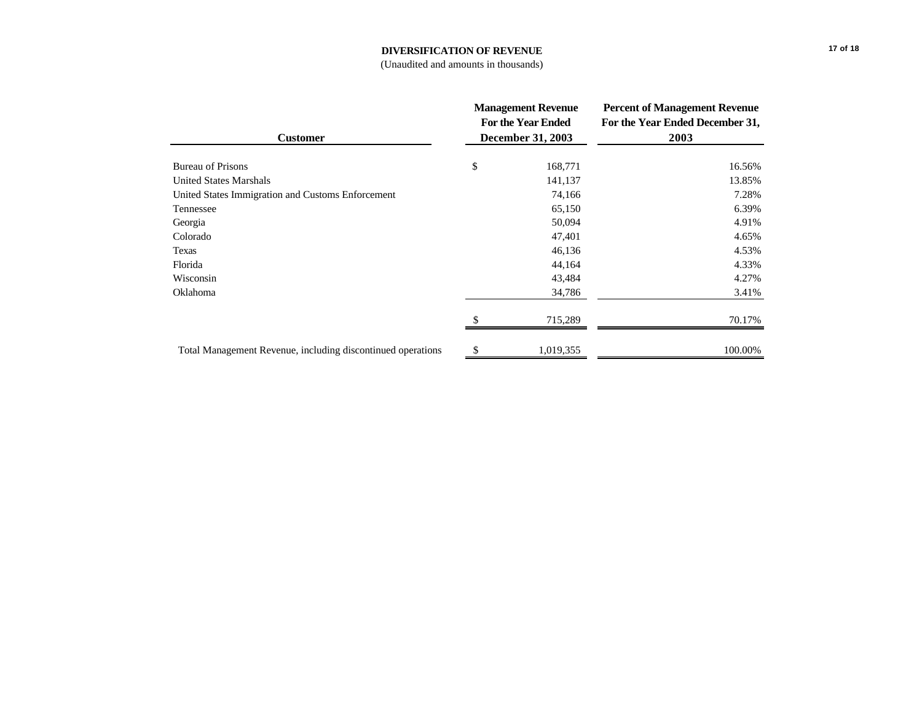# DIVERSIFICATION OF REVENUE

(Unaudited and amounts in thousands)

| Customer | Management Revenue For the Year Ended December 31, 2003 | Percent of Management Revenue For the Year Ended December 31, 2003 |
|---|---|---|
| Bureau of Prisons | $ 168,771 | 16.56% |
| United States Marshals | 141,137 | 13.85% |
| United States Immigration and Customs Enforcement | 74,166 | 7.28% |
| Tennessee | 65,150 | 6.39% |
| Georgia | 50,094 | 4.91% |
| Colorado | 47,401 | 4.65% |
| Texas | 46,136 | 4.53% |
| Florida | 44,164 | 4.33% |
| Wisconsin | 43,484 | 4.27% |
| Oklahoma | 34,786 | 3.41% |
| | $ 715,289 | 70.17% |
| Total Management Revenue, including discontinued operations | $ 1,019,355 | 100.00% |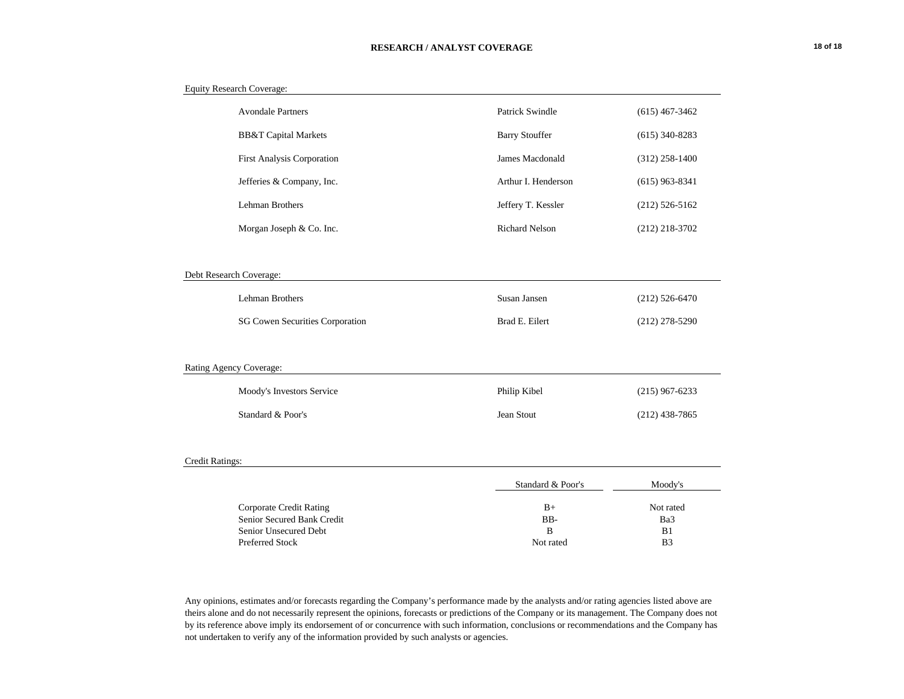# RESEARCH / ANALYST COVERAGE

## Equity Research Coverage:

| | | |
|---|---|---|
| Avondale Partners | Patrick Swindle | (615) 467-3462 |
| BB&T Capital Markets | Barry Stouffer | (615) 340-8283 |
| First Analysis Corporation | James Macdonald | (312) 258-1400 |
| Jefferies & Company, Inc. | Arthur I. Henderson | (615) 963-8341 |
| Lehman Brothers | Jeffery T. Kessler | (212) 526-5162 |
| Morgan Joseph & Co. Inc. | Richard Nelson | (212) 218-3702 |

## Debt Research Coverage:

| | | |
|---|---|---|
| Lehman Brothers | Susan Jansen | (212) 526-6470 |
| SG Cowen Securities Corporation | Brad E. Eilert | (212) 278-5290 |

## Rating Agency Coverage:

| | | |
|---|---|---|
| Moody's Investors Service | Philip Kibel | (215) 967-6233 |
| Standard & Poor's | Jean Stout | (212) 438-7865 |

## Credit Ratings:

| | Standard & Poor's | Moody's |
|---|---|---|
| Corporate Credit Rating | B+ | Not rated |
| Senior Secured Bank Credit | BB- | Ba3 |
| Senior Unsecured Debt | B | B1 |
| Preferred Stock | Not rated | B3 |

Any opinions, estimates and/or forecasts regarding the Company's performance made by the analysts and/or rating agencies listed above are theirs alone and do not necessarily represent the opinions, forecasts or predictions of the Company or its management. The Company does not by its reference above imply its endorsement of or concurrence with such information, conclusions or recommendations and the Company has not undertaken to verify any of the information provided by such analysts or agencies.